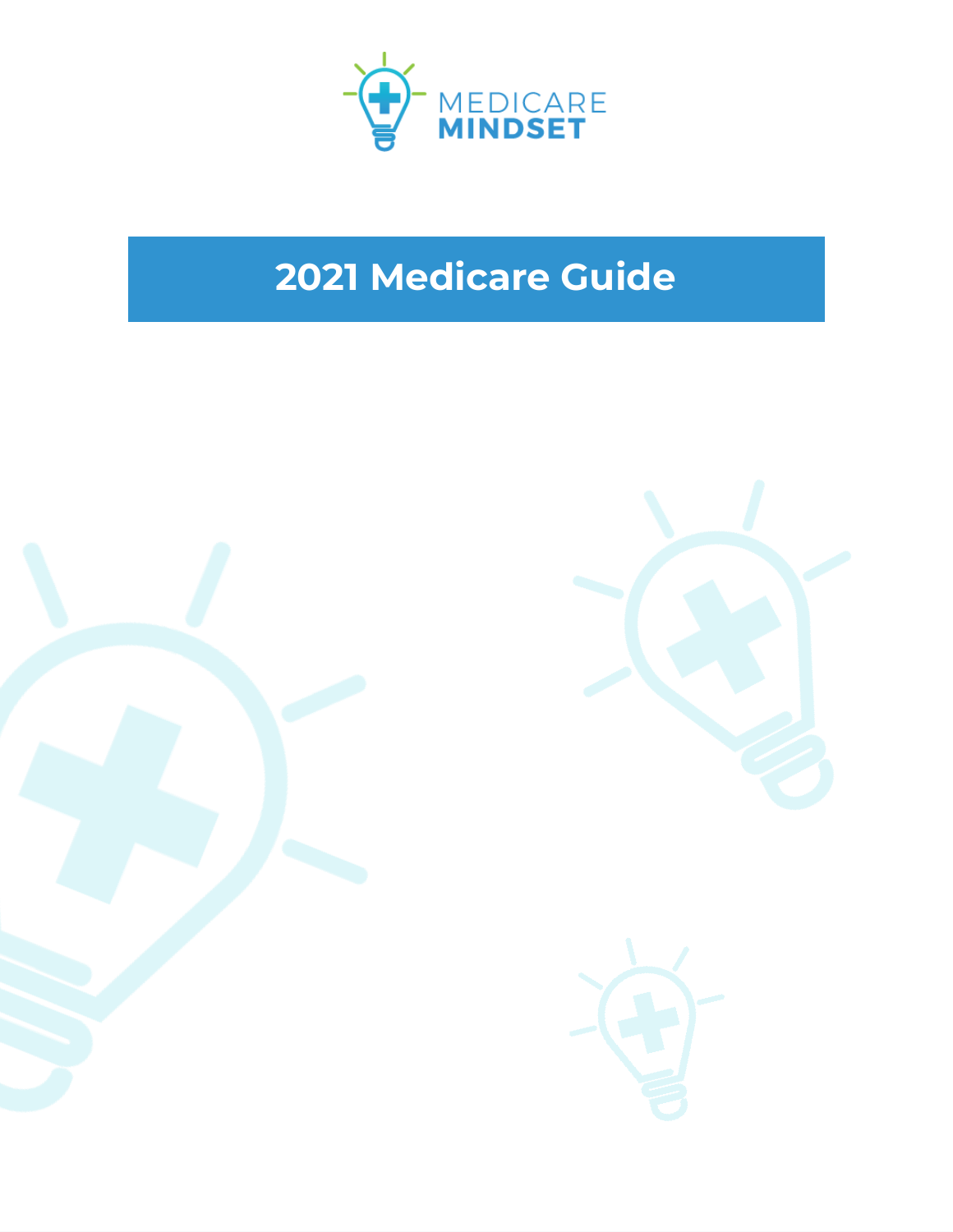MEDICARE MINDSET

# 2021 Medicare Guide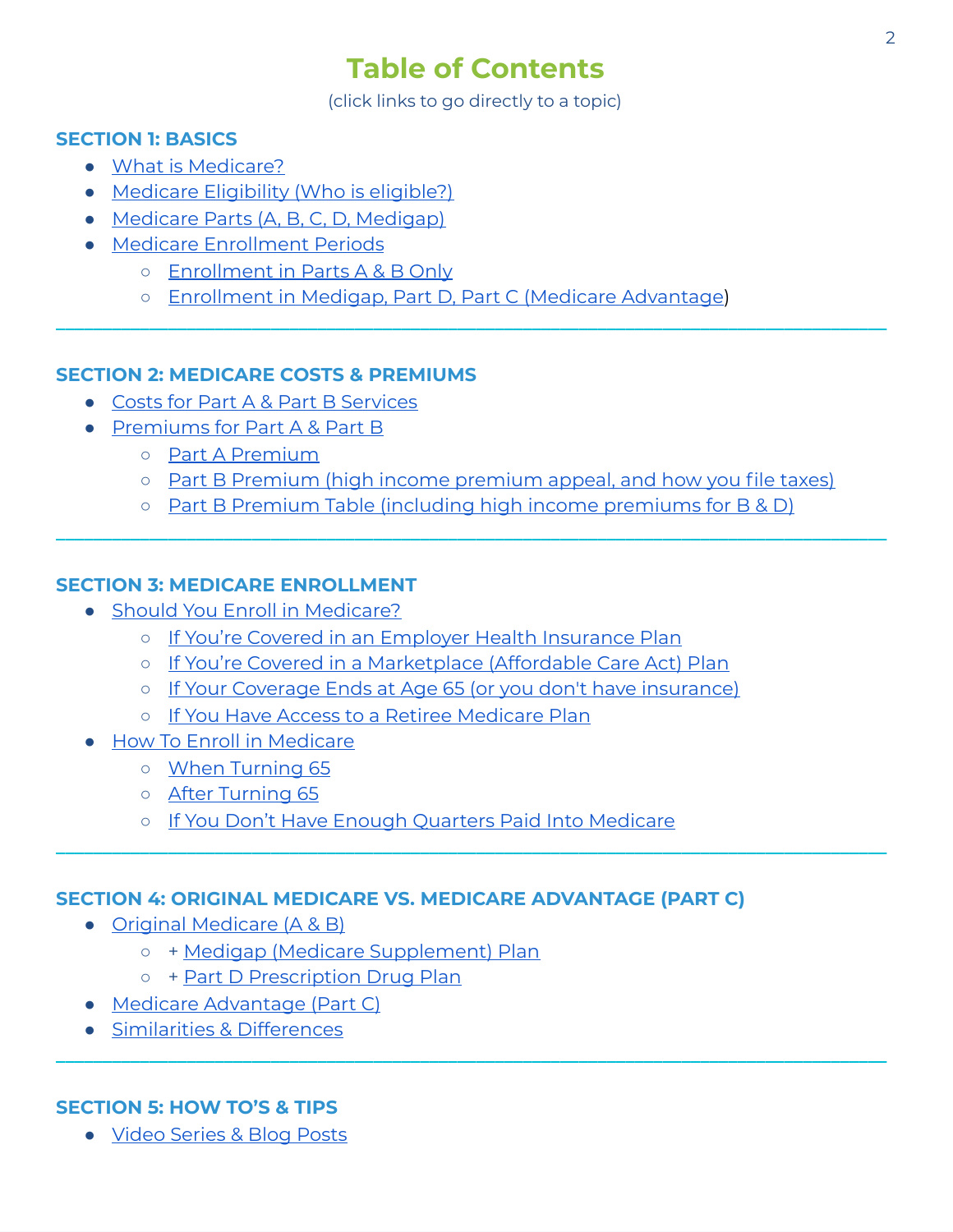# Table of Contents

(click links to go directly to a topic)

## SECTION 1: BASICS

- What is Medicare?
- Medicare Eligibility (Who is eligible?)
- Medicare Parts (A, B, C, D, Medigap)
- Medicare Enrollment Periods
    - Enrollment in Parts A & B Only
    - Enrollment in Medigap, Part D, Part C (Medicare Advantage)

---

## SECTION 2: MEDICARE COSTS & PREMIUMS

- Costs for Part A & Part B Services
- Premiums for Part A & Part B
    - Part A Premium
    - Part B Premium (high income premium appeal, and how you file taxes)
    - Part B Premium Table (including high income premiums for B & D)

---

## SECTION 3: MEDICARE ENROLLMENT

- Should You Enroll in Medicare?
    - If You're Covered in an Employer Health Insurance Plan
    - If You're Covered in a Marketplace (Affordable Care Act) Plan
    - If Your Coverage Ends at Age 65 (or you don't have insurance)
    - If You Have Access to a Retiree Medicare Plan
- How To Enroll in Medicare
    - When Turning 65
    - After Turning 65
    - If You Don't Have Enough Quarters Paid Into Medicare

---

## SECTION 4: ORIGINAL MEDICARE VS. MEDICARE ADVANTAGE (PART C)

- Original Medicare (A & B)
    - + Medigap (Medicare Supplement) Plan
    - + Part D Prescription Drug Plan
- Medicare Advantage (Part C)
- Similarities & Differences

---

## SECTION 5: HOW TO'S & TIPS

- Video Series & Blog Posts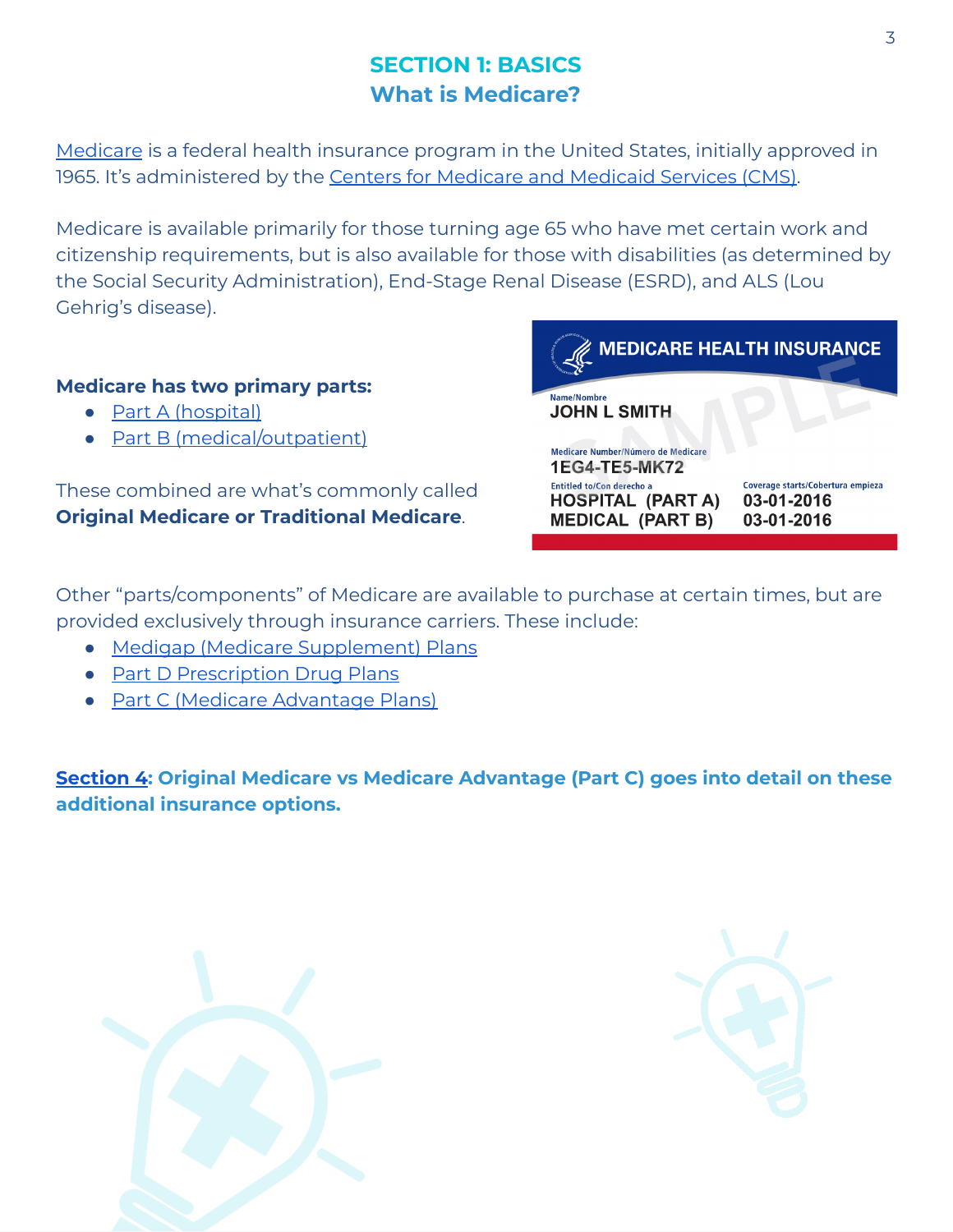# SECTION 1: BASICS

## What is Medicare?

Medicare is a federal health insurance program in the United States, initially approved in 1965. It's administered by the Centers for Medicare and Medicaid Services (CMS).

Medicare is available primarily for those turning age 65 who have met certain work and citizenship requirements, but is also available for those with disabilities (as determined by the Social Security Administration), End-Stage Renal Disease (ESRD), and ALS (Lou Gehrig's disease).

**Medicare has two primary parts:**

- Part A (hospital)
- Part B (medical/outpatient)

These combined are what's commonly called **Original Medicare or Traditional Medicare**.

Other "parts/components" of Medicare are available to purchase at certain times, but are provided exclusively through insurance carriers. These include:

- Medigap (Medicare Supplement) Plans
- Part D Prescription Drug Plans
- Part C (Medicare Advantage Plans)

**Section 4: Original Medicare vs Medicare Advantage (Part C) goes into detail on these additional insurance options.**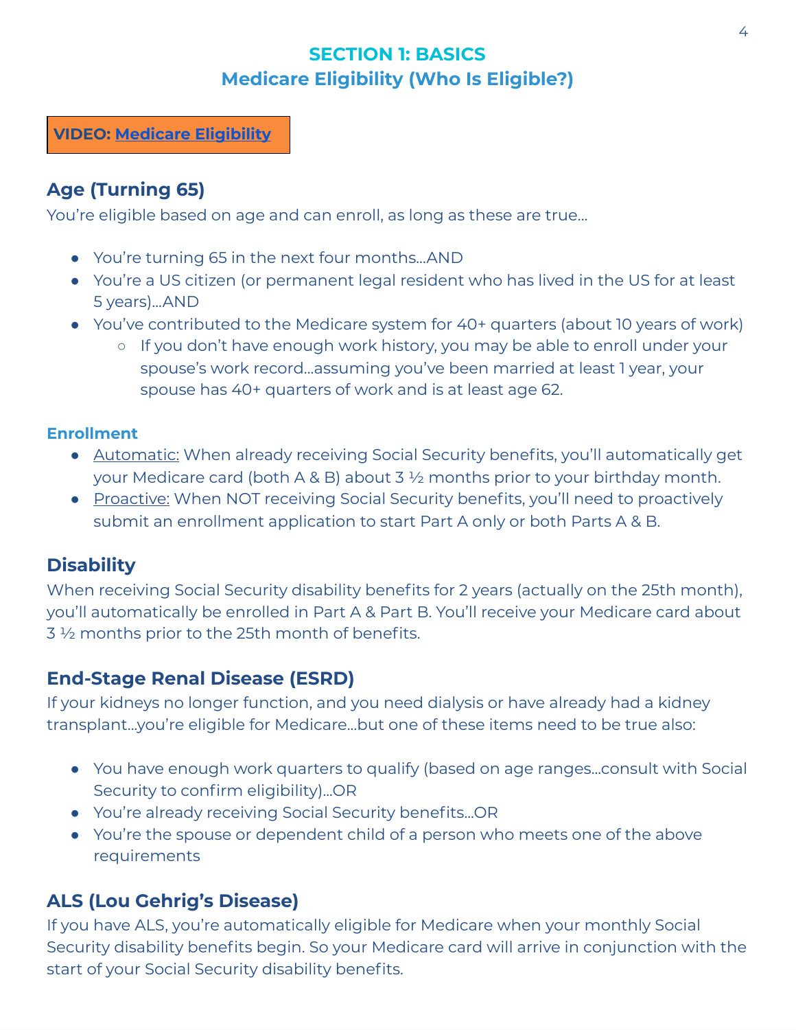# SECTION 1: BASICS
## Medicare Eligibility (Who Is Eligible?)

**VIDEO: Medicare Eligibility**

### Age (Turning 65)

You're eligible based on age and can enroll, as long as these are true…

- You're turning 65 in the next four months…AND
- You're a US citizen (or permanent legal resident who has lived in the US for at least 5 years)…AND
- You've contributed to the Medicare system for 40+ quarters (about 10 years of work)
  - If you don't have enough work history, you may be able to enroll under your spouse's work record…assuming you've been married at least 1 year, your spouse has 40+ quarters of work and is at least age 62.

#### Enrollment

- Automatic: When already receiving Social Security benefits, you'll automatically get your Medicare card (both A & B) about 3 ½ months prior to your birthday month.
- Proactive: When NOT receiving Social Security benefits, you'll need to proactively submit an enrollment application to start Part A only or both Parts A & B.

### Disability

When receiving Social Security disability benefits for 2 years (actually on the 25th month), you'll automatically be enrolled in Part A & Part B. You'll receive your Medicare card about 3 ½ months prior to the 25th month of benefits.

### End-Stage Renal Disease (ESRD)

If your kidneys no longer function, and you need dialysis or have already had a kidney transplant…you're eligible for Medicare…but one of these items need to be true also:

- You have enough work quarters to qualify (based on age ranges…consult with Social Security to confirm eligibility)…OR
- You're already receiving Social Security benefits…OR
- You're the spouse or dependent child of a person who meets one of the above requirements

### ALS (Lou Gehrig's Disease)

If you have ALS, you're automatically eligible for Medicare when your monthly Social Security disability benefits begin. So your Medicare card will arrive in conjunction with the start of your Social Security disability benefits.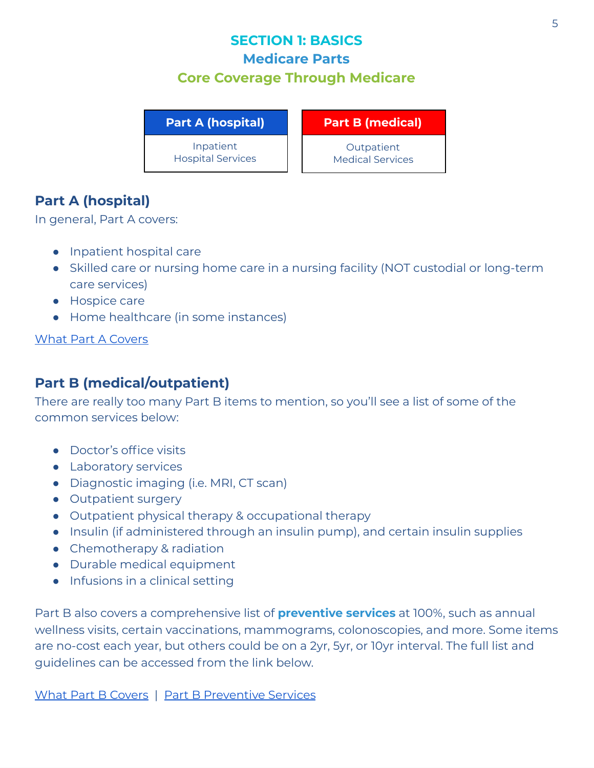# SECTION 1: BASICS

## Medicare Parts

### Core Coverage Through Medicare

| Part A (hospital) | Part B (medical) |
| --- | --- |
| Inpatient Hospital Services | Outpatient Medical Services |

### Part A (hospital)

In general, Part A covers:

- Inpatient hospital care
- Skilled care or nursing home care in a nursing facility (NOT custodial or long-term care services)
- Hospice care
- Home healthcare (in some instances)

[What Part A Covers]

### Part B (medical/outpatient)

There are really too many Part B items to mention, so you'll see a list of some of the common services below:

- Doctor's office visits
- Laboratory services
- Diagnostic imaging (i.e. MRI, CT scan)
- Outpatient surgery
- Outpatient physical therapy & occupational therapy
- Insulin (if administered through an insulin pump), and certain insulin supplies
- Chemotherapy & radiation
- Durable medical equipment
- Infusions in a clinical setting

Part B also covers a comprehensive list of **preventive services** at 100%, such as annual wellness visits, certain vaccinations, mammograms, colonoscopies, and more. Some items are no-cost each year, but others could be on a 2yr, 5yr, or 10yr interval. The full list and guidelines can be accessed from the link below.

[What Part B Covers] | [Part B Preventive Services]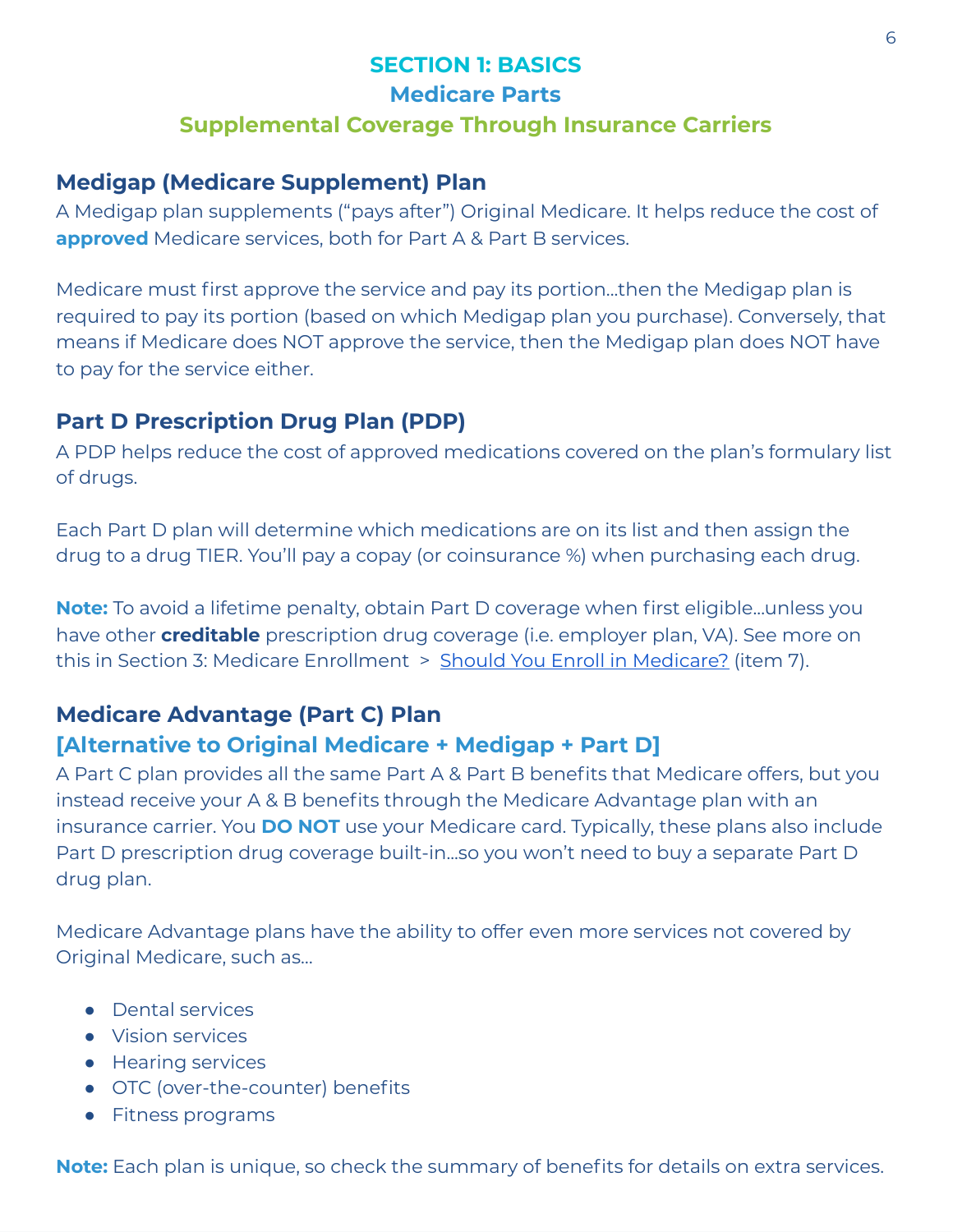# SECTION 1: BASICS

## Medicare Parts

## Supplemental Coverage Through Insurance Carriers

### Medigap (Medicare Supplement) Plan

A Medigap plan supplements ("pays after") Original Medicare. It helps reduce the cost of **approved** Medicare services, both for Part A & Part B services.

Medicare must first approve the service and pay its portion…then the Medigap plan is required to pay its portion (based on which Medigap plan you purchase). Conversely, that means if Medicare does NOT approve the service, then the Medigap plan does NOT have to pay for the service either.

### Part D Prescription Drug Plan (PDP)

A PDP helps reduce the cost of approved medications covered on the plan's formulary list of drugs.

Each Part D plan will determine which medications are on its list and then assign the drug to a drug TIER. You'll pay a copay (or coinsurance %) when purchasing each drug.

**Note:** To avoid a lifetime penalty, obtain Part D coverage when first eligible…unless you have other **creditable** prescription drug coverage (i.e. employer plan, VA). See more on this in Section 3: Medicare Enrollment > Should You Enroll in Medicare? (item 7).

### Medicare Advantage (Part C) Plan

**[Alternative to Original Medicare + Medigap + Part D]**

A Part C plan provides all the same Part A & Part B benefits that Medicare offers, but you instead receive your A & B benefits through the Medicare Advantage plan with an insurance carrier. You **DO NOT** use your Medicare card. Typically, these plans also include Part D prescription drug coverage built-in…so you won't need to buy a separate Part D drug plan.

Medicare Advantage plans have the ability to offer even more services not covered by Original Medicare, such as…

- Dental services
- Vision services
- Hearing services
- OTC (over-the-counter) benefits
- Fitness programs

**Note:** Each plan is unique, so check the summary of benefits for details on extra services.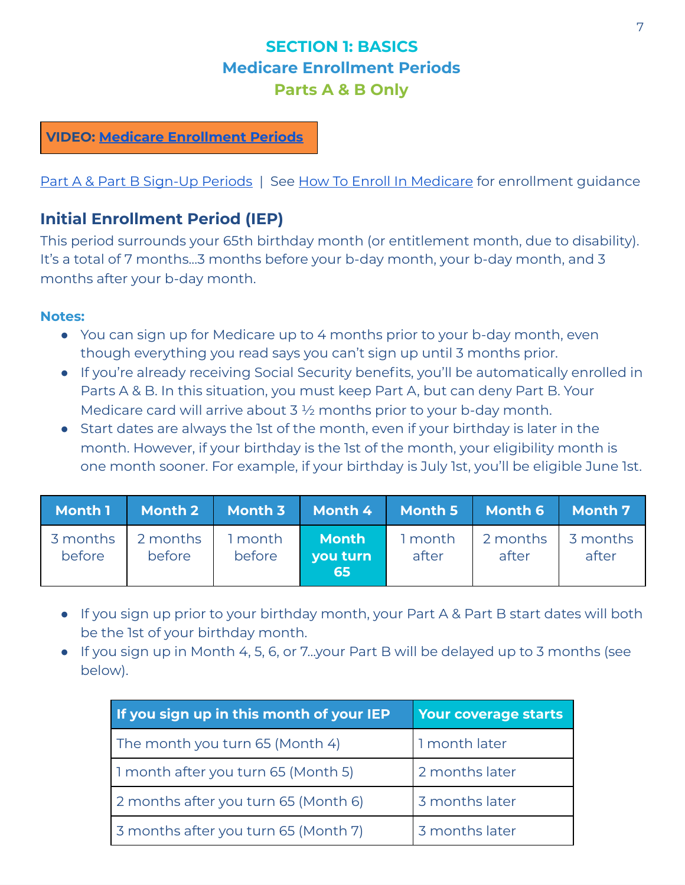# SECTION 1: BASICS
## Medicare Enrollment Periods
### Parts A & B Only

**VIDEO: Medicare Enrollment Periods**

Part A & Part B Sign-Up Periods | See How To Enroll In Medicare for enrollment guidance

### Initial Enrollment Period (IEP)

This period surrounds your 65th birthday month (or entitlement month, due to disability). It's a total of 7 months...3 months before your b-day month, your b-day month, and 3 months after your b-day month.

**Notes:**

- You can sign up for Medicare up to 4 months prior to your b-day month, even though everything you read says you can't sign up until 3 months prior.
- If you're already receiving Social Security benefits, you'll be automatically enrolled in Parts A & B. In this situation, you must keep Part A, but can deny Part B. Your Medicare card will arrive about 3 ½ months prior to your b-day month.
- Start dates are always the 1st of the month, even if your birthday is later in the month. However, if your birthday is the 1st of the month, your eligibility month is one month sooner. For example, if your birthday is July 1st, you'll be eligible June 1st.

| Month 1 | Month 2 | Month 3 | Month 4 | Month 5 | Month 6 | Month 7 |
|---|---|---|---|---|---|---|
| 3 months before | 2 months before | 1 month before | **Month you turn 65** | 1 month after | 2 months after | 3 months after |

- If you sign up prior to your birthday month, your Part A & Part B start dates will both be the 1st of your birthday month.
- If you sign up in Month 4, 5, 6, or 7...your Part B will be delayed up to 3 months (see below).

| If you sign up in this month of your IEP | Your coverage starts |
|---|---|
| The month you turn 65 (Month 4) | 1 month later |
| 1 month after you turn 65 (Month 5) | 2 months later |
| 2 months after you turn 65 (Month 6) | 3 months later |
| 3 months after you turn 65 (Month 7) | 3 months later |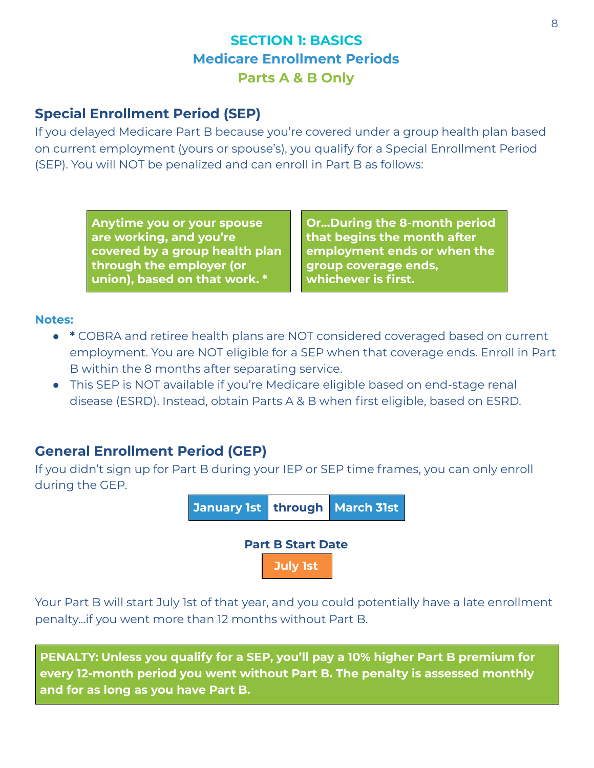# SECTION 1: BASICS
## Medicare Enrollment Periods
### Parts A & B Only

### Special Enrollment Period (SEP)

If you delayed Medicare Part B because you're covered under a group health plan based on current employment (yours or spouse's), you qualify for a Special Enrollment Period (SEP). You will NOT be penalized and can enroll in Part B as follows:

**Anytime you or your spouse are working, and you're covered by a group health plan through the employer (or union), based on that work. ***

**Or...During the 8-month period that begins the month after employment ends or when the group coverage ends, whichever is first.**

**Notes:**

- ***** COBRA and retiree health plans are NOT considered coveraged based on current employment. You are NOT eligible for a SEP when that coverage ends. Enroll in Part B within the 8 months after separating service.
- This SEP is NOT available if you're Medicare eligible based on end-stage renal disease (ESRD). Instead, obtain Parts A & B when first eligible, based on ESRD.

### General Enrollment Period (GEP)

If you didn't sign up for Part B during your IEP or SEP time frames, you can only enroll during the GEP.

**January 1st** through **March 31st**

**Part B Start Date**

**July 1st**

Your Part B will start July 1st of that year, and you could potentially have a late enrollment penalty...if you went more than 12 months without Part B.

**PENALTY: Unless you qualify for a SEP, you'll pay a 10% higher Part B premium for every 12-month period you went without Part B. The penalty is assessed monthly and for as long as you have Part B.**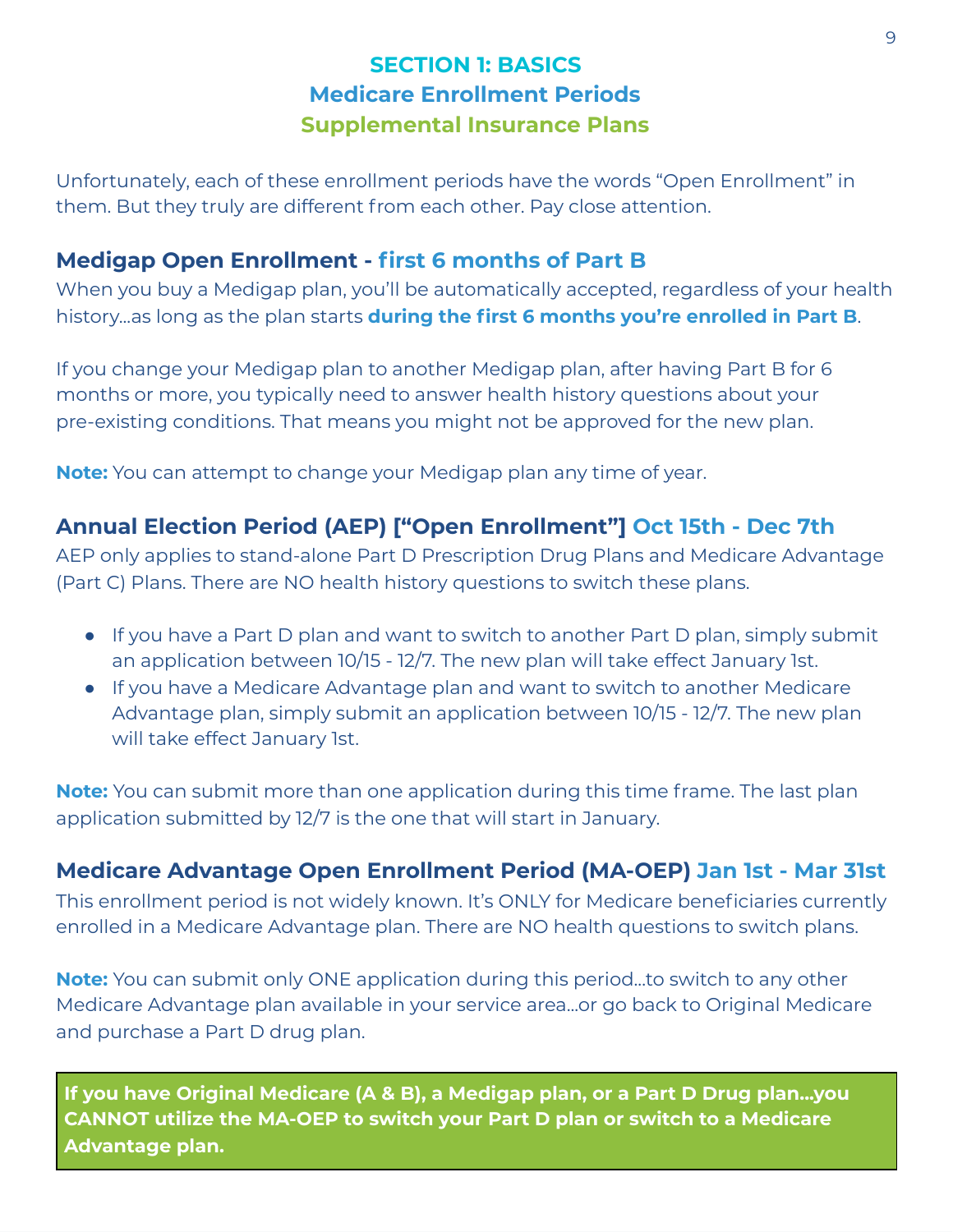## SECTION 1: BASICS
## Medicare Enrollment Periods
## Supplemental Insurance Plans

Unfortunately, each of these enrollment periods have the words "Open Enrollment" in them. But they truly are different from each other. Pay close attention.

### Medigap Open Enrollment - first 6 months of Part B

When you buy a Medigap plan, you'll be automatically accepted, regardless of your health history…as long as the plan starts **during the first 6 months you're enrolled in Part B**.

If you change your Medigap plan to another Medigap plan, after having Part B for 6 months or more, you typically need to answer health history questions about your pre-existing conditions. That means you might not be approved for the new plan.

**Note:** You can attempt to change your Medigap plan any time of year.

### Annual Election Period (AEP) ["Open Enrollment"] Oct 15th - Dec 7th

AEP only applies to stand-alone Part D Prescription Drug Plans and Medicare Advantage (Part C) Plans. There are NO health history questions to switch these plans.

- If you have a Part D plan and want to switch to another Part D plan, simply submit an application between 10/15 - 12/7. The new plan will take effect January 1st.
- If you have a Medicare Advantage plan and want to switch to another Medicare Advantage plan, simply submit an application between 10/15 - 12/7. The new plan will take effect January 1st.

**Note:** You can submit more than one application during this time frame. The last plan application submitted by 12/7 is the one that will start in January.

### Medicare Advantage Open Enrollment Period (MA-OEP) Jan 1st - Mar 31st

This enrollment period is not widely known. It's ONLY for Medicare beneficiaries currently enrolled in a Medicare Advantage plan. There are NO health questions to switch plans.

**Note:** You can submit only ONE application during this period…to switch to any other Medicare Advantage plan available in your service area…or go back to Original Medicare and purchase a Part D drug plan.

**If you have Original Medicare (A & B), a Medigap plan, or a Part D Drug plan…you CANNOT utilize the MA-OEP to switch your Part D plan or switch to a Medicare Advantage plan.**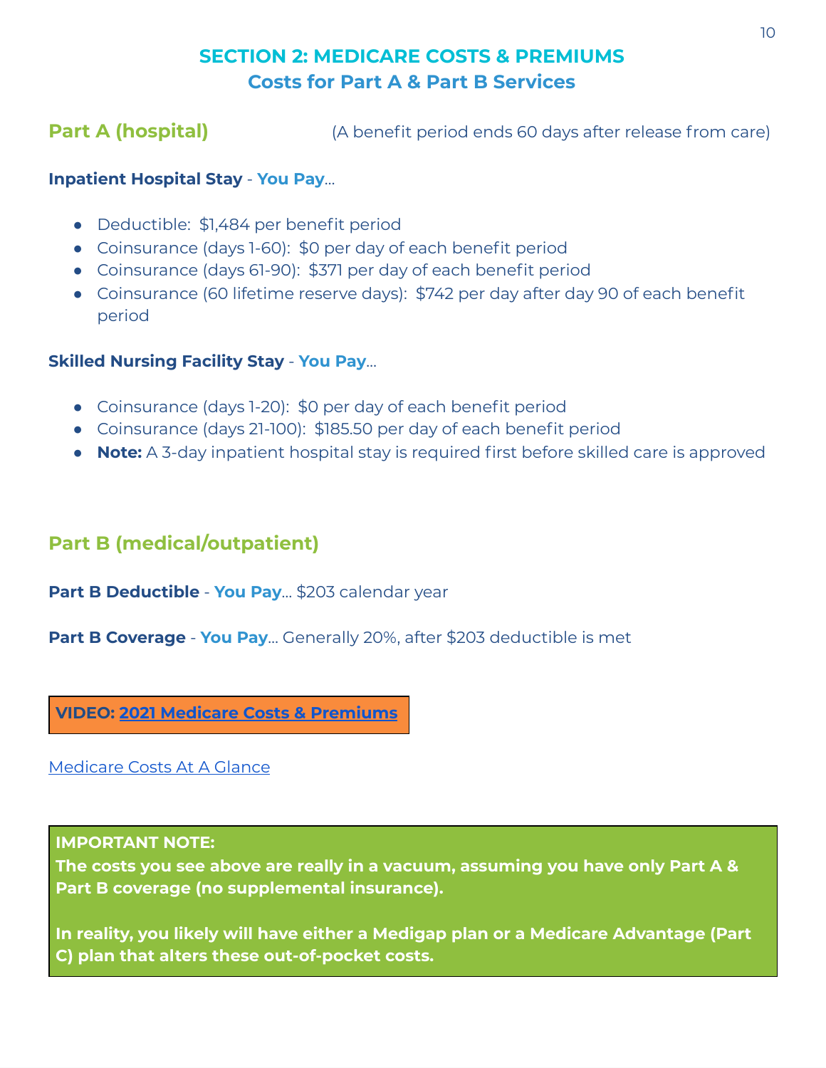## SECTION 2: MEDICARE COSTS & PREMIUMS
### Costs for Part A & Part B Services

### Part A (hospital)

(A benefit period ends 60 days after release from care)

**Inpatient Hospital Stay** - **You Pay**...

- Deductible: $1,484 per benefit period
- Coinsurance (days 1-60): $0 per day of each benefit period
- Coinsurance (days 61-90): $371 per day of each benefit period
- Coinsurance (60 lifetime reserve days): $742 per day after day 90 of each benefit period

**Skilled Nursing Facility Stay** - **You Pay**...

- Coinsurance (days 1-20): $0 per day of each benefit period
- Coinsurance (days 21-100): $185.50 per day of each benefit period
- **Note:** A 3-day inpatient hospital stay is required first before skilled care is approved

### Part B (medical/outpatient)

**Part B Deductible** - **You Pay**... $203 calendar year

**Part B Coverage** - **You Pay**... Generally 20%, after $203 deductible is met

**VIDEO: 2021 Medicare Costs & Premiums**

Medicare Costs At A Glance

**IMPORTANT NOTE:**
**The costs you see above are really in a vacuum, assuming you have only Part A & Part B coverage (no supplemental insurance).**

**In reality, you likely will have either a Medigap plan or a Medicare Advantage (Part C) plan that alters these out-of-pocket costs.**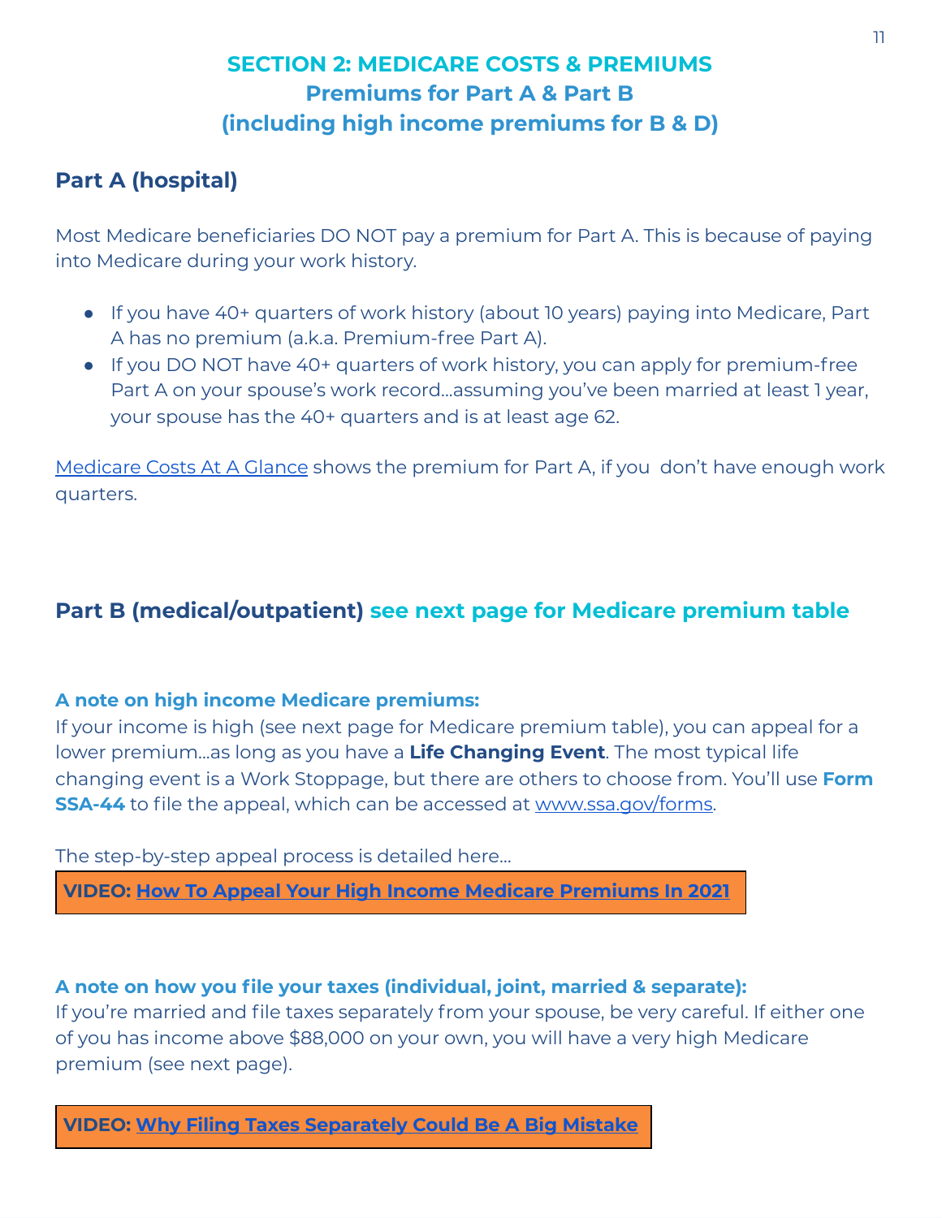# SECTION 2: MEDICARE COSTS & PREMIUMS
## Premiums for Part A & Part B
## (including high income premiums for B & D)

### Part A (hospital)

Most Medicare beneficiaries DO NOT pay a premium for Part A. This is because of paying into Medicare during your work history.

- If you have 40+ quarters of work history (about 10 years) paying into Medicare, Part A has no premium (a.k.a. Premium-free Part A).
- If you DO NOT have 40+ quarters of work history, you can apply for premium-free Part A on your spouse's work record…assuming you've been married at least 1 year, your spouse has the 40+ quarters and is at least age 62.

Medicare Costs At A Glance shows the premium for Part A, if you don't have enough work quarters.

### Part B (medical/outpatient) see next page for Medicare premium table

**A note on high income Medicare premiums:**
If your income is high (see next page for Medicare premium table), you can appeal for a lower premium…as long as you have a **Life Changing Event**. The most typical life changing event is a Work Stoppage, but there are others to choose from. You'll use **Form SSA-44** to file the appeal, which can be accessed at www.ssa.gov/forms.

The step-by-step appeal process is detailed here…

**VIDEO: How To Appeal Your High Income Medicare Premiums In 2021**

**A note on how you file your taxes (individual, joint, married & separate):**
If you're married and file taxes separately from your spouse, be very careful. If either one of you has income above $88,000 on your own, you will have a very high Medicare premium (see next page).

**VIDEO: Why Filing Taxes Separately Could Be A Big Mistake**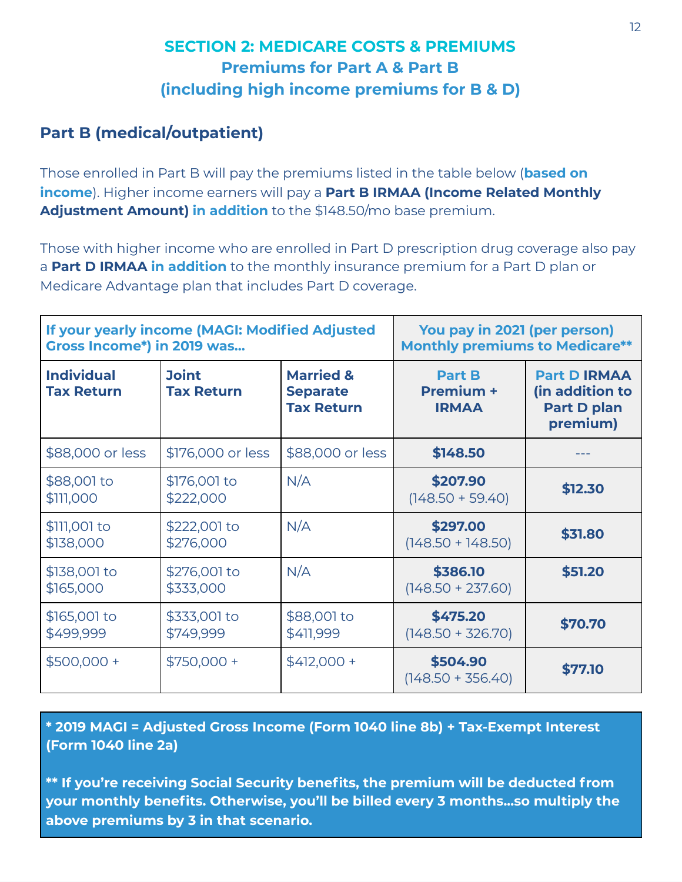## SECTION 2: MEDICARE COSTS & PREMIUMS
## Premiums for Part A & Part B
## (including high income premiums for B & D)

### Part B (medical/outpatient)

Those enrolled in Part B will pay the premiums listed in the table below (**based on income**). Higher income earners will pay a **Part B IRMAA (Income Related Monthly Adjustment Amount) in addition** to the $148.50/mo base premium.

Those with higher income who are enrolled in Part D prescription drug coverage also pay a **Part D IRMAA in addition** to the monthly insurance premium for a Part D plan or Medicare Advantage plan that includes Part D coverage.

| If your yearly income (MAGI: Modified Adjusted Gross Income*) in 2019 was... | | | You pay in 2021 (per person) Monthly premiums to Medicare** | |
|---|---|---|---|---|
| **Individual Tax Return** | **Joint Tax Return** | **Married & Separate Tax Return** | **Part B Premium + IRMAA** | **Part D IRMAA (in addition to Part D plan premium)** |
| $88,000 or less | $176,000 or less | $88,000 or less | **$148.50** | --- |
| $88,001 to $111,000 | $176,001 to $222,000 | N/A | **$207.90** (148.50 + 59.40) | **$12.30** |
| $111,001 to $138,000 | $222,001 to $276,000 | N/A | **$297.00** (148.50 + 148.50) | **$31.80** |
| $138,001 to $165,000 | $276,001 to $333,000 | N/A | **$386.10** (148.50 + 237.60) | **$51.20** |
| $165,001 to $499,999 | $333,001 to $749,999 | $88,001 to $411,999 | **$475.20** (148.50 + 326.70) | **$70.70** |
| $500,000 + | $750,000 + | $412,000 + | **$504.90** (148.50 + 356.40) | **$77.10** |

**\* 2019 MAGI = Adjusted Gross Income (Form 1040 line 8b) + Tax-Exempt Interest (Form 1040 line 2a)**

**\*\* If you're receiving Social Security benefits, the premium will be deducted from your monthly benefits. Otherwise, you'll be billed every 3 months...so multiply the above premiums by 3 in that scenario.**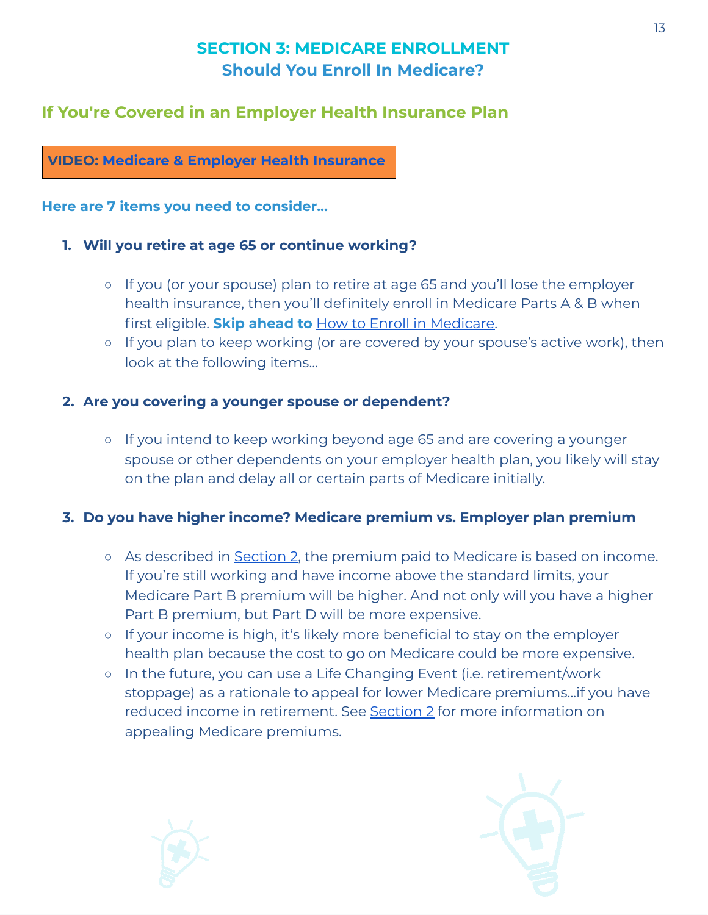# SECTION 3: MEDICARE ENROLLMENT

## Should You Enroll In Medicare?

### If You're Covered in an Employer Health Insurance Plan

**VIDEO: Medicare & Employer Health Insurance**

**Here are 7 items you need to consider…**

1. **Will you retire at age 65 or continue working?**
   - If you (or your spouse) plan to retire at age 65 and you'll lose the employer health insurance, then you'll definitely enroll in Medicare Parts A & B when first eligible. **Skip ahead to** How to Enroll in Medicare.
   - If you plan to keep working (or are covered by your spouse's active work), then look at the following items…

2. **Are you covering a younger spouse or dependent?**
   - If you intend to keep working beyond age 65 and are covering a younger spouse or other dependents on your employer health plan, you likely will stay on the plan and delay all or certain parts of Medicare initially.

3. **Do you have higher income? Medicare premium vs. Employer plan premium**
   - As described in Section 2, the premium paid to Medicare is based on income. If you're still working and have income above the standard limits, your Medicare Part B premium will be higher. And not only will you have a higher Part B premium, but Part D will be more expensive.
   - If your income is high, it's likely more beneficial to stay on the employer health plan because the cost to go on Medicare could be more expensive.
   - In the future, you can use a Life Changing Event (i.e. retirement/work stoppage) as a rationale to appeal for lower Medicare premiums…if you have reduced income in retirement. See Section 2 for more information on appealing Medicare premiums.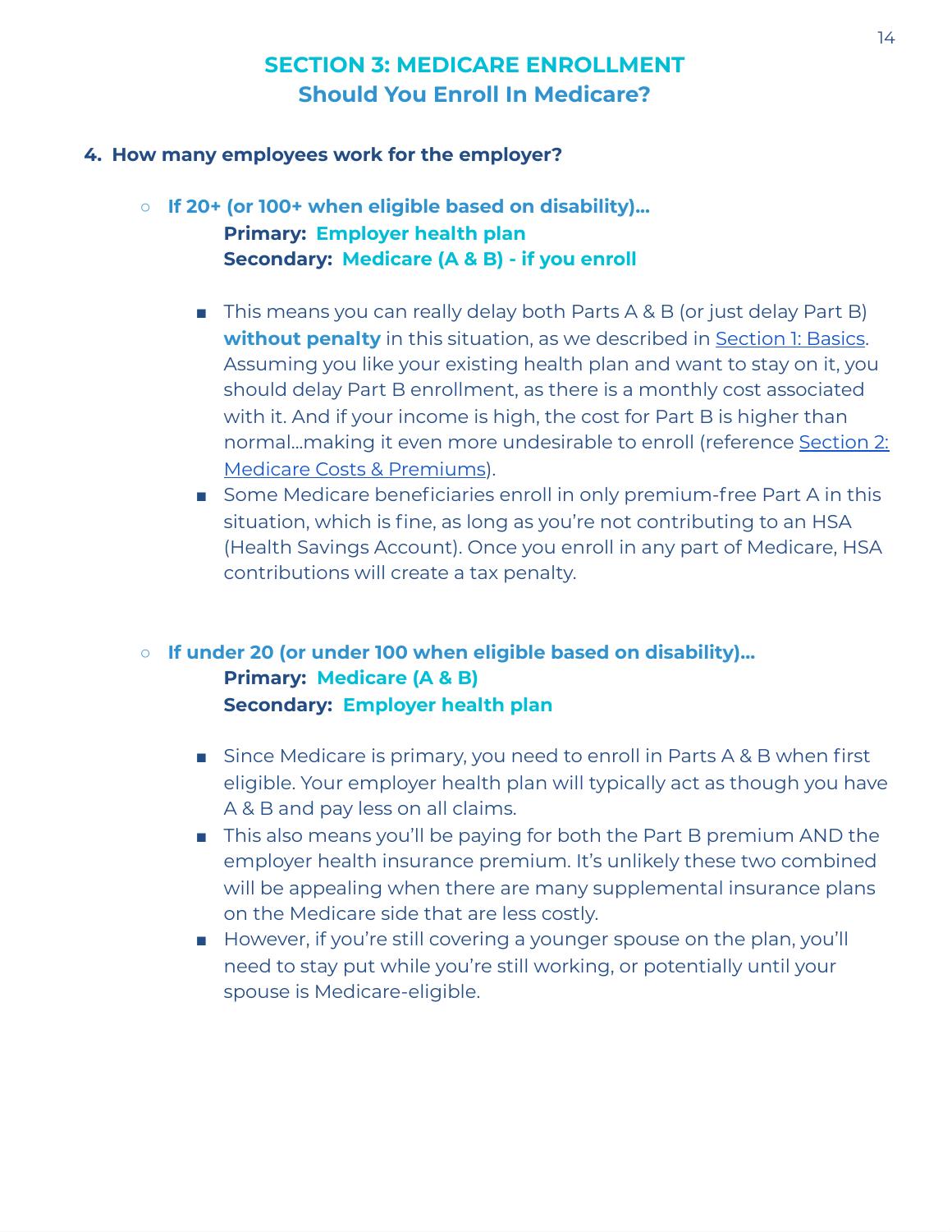## SECTION 3: MEDICARE ENROLLMENT
## Should You Enroll In Medicare?

**4. How many employees work for the employer?**

- **If 20+ (or 100+ when eligible based on disability)…**
  **Primary: Employer health plan**
  **Secondary: Medicare (A & B) - if you enroll**

  - This means you can really delay both Parts A & B (or just delay Part B) **without penalty** in this situation, as we described in Section 1: Basics. Assuming you like your existing health plan and want to stay on it, you should delay Part B enrollment, as there is a monthly cost associated with it. And if your income is high, the cost for Part B is higher than normal…making it even more undesirable to enroll (reference Section 2: Medicare Costs & Premiums).
  - Some Medicare beneficiaries enroll in only premium-free Part A in this situation, which is fine, as long as you're not contributing to an HSA (Health Savings Account). Once you enroll in any part of Medicare, HSA contributions will create a tax penalty.

- **If under 20 (or under 100 when eligible based on disability)…**
  **Primary: Medicare (A & B)**
  **Secondary: Employer health plan**

  - Since Medicare is primary, you need to enroll in Parts A & B when first eligible. Your employer health plan will typically act as though you have A & B and pay less on all claims.
  - This also means you'll be paying for both the Part B premium AND the employer health insurance premium. It's unlikely these two combined will be appealing when there are many supplemental insurance plans on the Medicare side that are less costly.
  - However, if you're still covering a younger spouse on the plan, you'll need to stay put while you're still working, or potentially until your spouse is Medicare-eligible.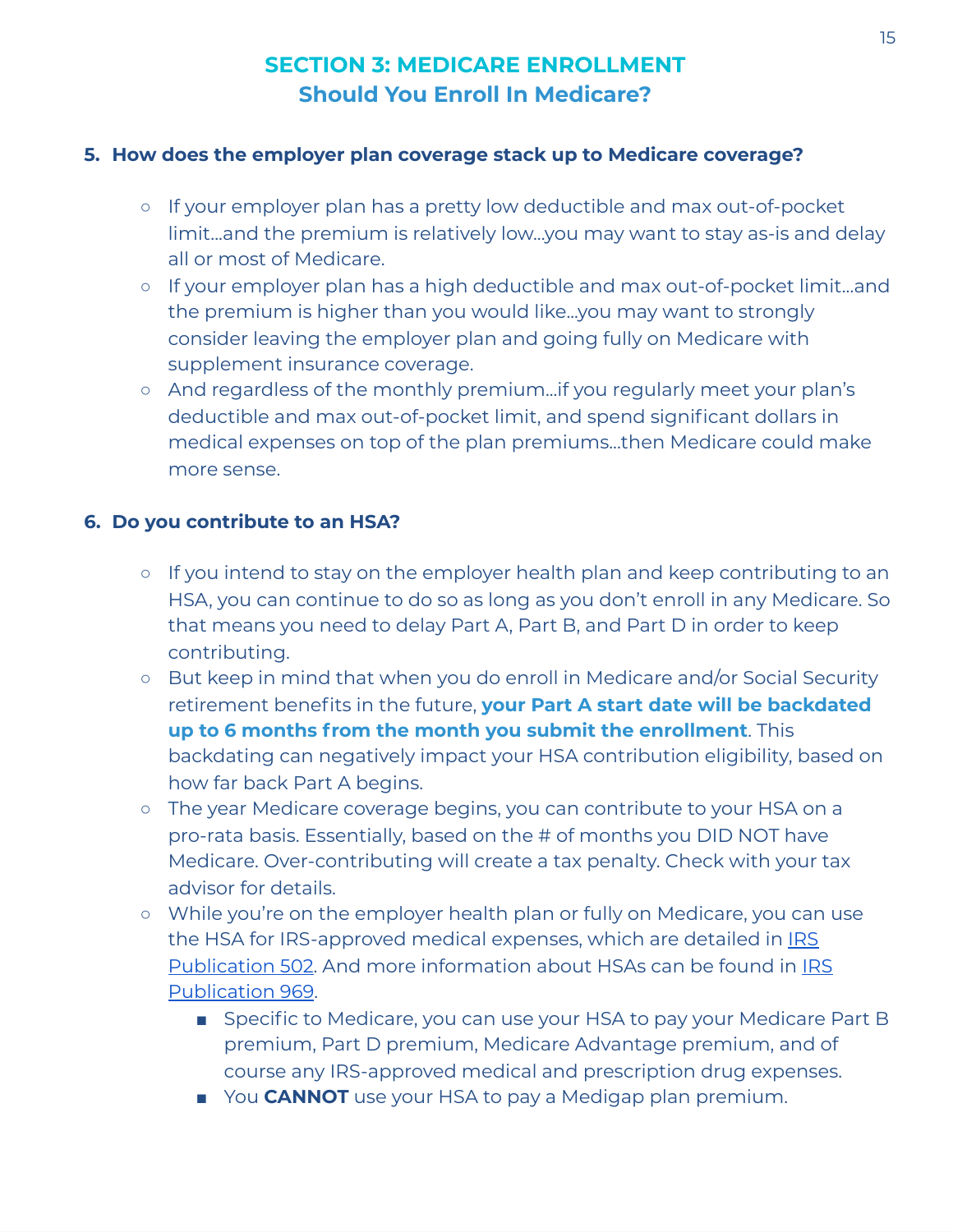## SECTION 3: MEDICARE ENROLLMENT
### Should You Enroll In Medicare?

5. **How does the employer plan coverage stack up to Medicare coverage?**

    - If your employer plan has a pretty low deductible and max out-of-pocket limit…and the premium is relatively low…you may want to stay as-is and delay all or most of Medicare.
    - If your employer plan has a high deductible and max out-of-pocket limit…and the premium is higher than you would like…you may want to strongly consider leaving the employer plan and going fully on Medicare with supplement insurance coverage.
    - And regardless of the monthly premium…if you regularly meet your plan's deductible and max out-of-pocket limit, and spend significant dollars in medical expenses on top of the plan premiums…then Medicare could make more sense.

6. **Do you contribute to an HSA?**

    - If you intend to stay on the employer health plan and keep contributing to an HSA, you can continue to do so as long as you don't enroll in any Medicare. So that means you need to delay Part A, Part B, and Part D in order to keep contributing.
    - But keep in mind that when you do enroll in Medicare and/or Social Security retirement benefits in the future, **your Part A start date will be backdated up to 6 months from the month you submit the enrollment**. This backdating can negatively impact your HSA contribution eligibility, based on how far back Part A begins.
    - The year Medicare coverage begins, you can contribute to your HSA on a pro-rata basis. Essentially, based on the # of months you DID NOT have Medicare. Over-contributing will create a tax penalty. Check with your tax advisor for details.
    - While you're on the employer health plan or fully on Medicare, you can use the HSA for IRS-approved medical expenses, which are detailed in IRS Publication 502. And more information about HSAs can be found in IRS Publication 969.
        - Specific to Medicare, you can use your HSA to pay your Medicare Part B premium, Part D premium, Medicare Advantage premium, and of course any IRS-approved medical and prescription drug expenses.
        - You **CANNOT** use your HSA to pay a Medigap plan premium.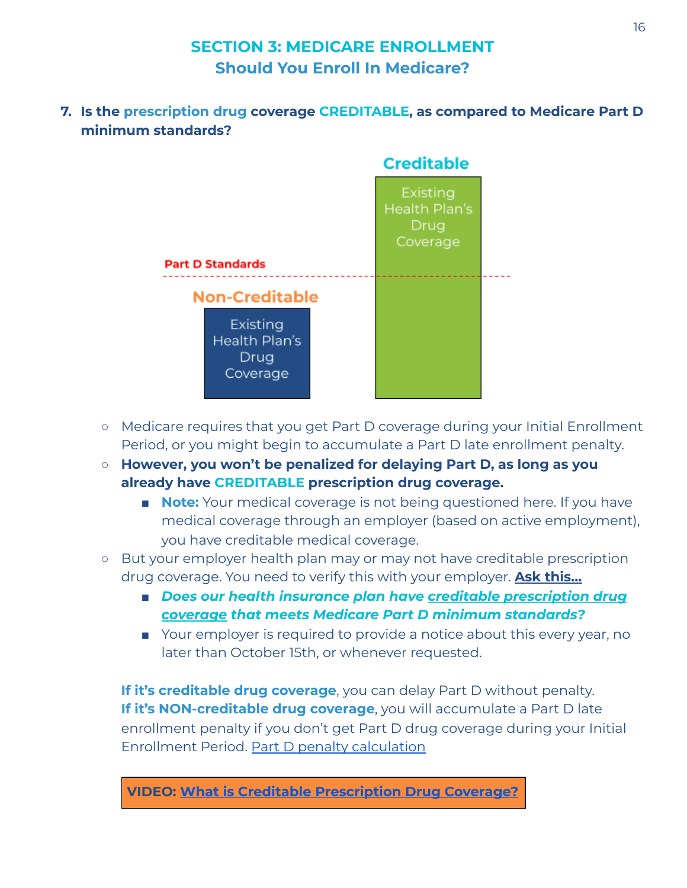# SECTION 3: MEDICARE ENROLLMENT
## Should You Enroll In Medicare?

**7. Is the prescription drug coverage CREDITABLE, as compared to Medicare Part D minimum standards?**

Creditable

Existing Health Plan's Drug Coverage

Part D Standards

Non-Creditable

Existing Health Plan's Drug Coverage

- Medicare requires that you get Part D coverage during your Initial Enrollment Period, or you might begin to accumulate a Part D late enrollment penalty.
- **However, you won't be penalized for delaying Part D, as long as you already have CREDITABLE prescription drug coverage.**
  - **Note:** Your medical coverage is not being questioned here. If you have medical coverage through an employer (based on active employment), you have creditable medical coverage.
- But your employer health plan may or may not have creditable prescription drug coverage. You need to verify this with your employer. **Ask this...**
  - ***Does our health insurance plan have creditable prescription drug coverage that meets Medicare Part D minimum standards?***
  - Your employer is required to provide a notice about this every year, no later than October 15th, or whenever requested.

**If it's creditable drug coverage**, you can delay Part D without penalty.
**If it's NON-creditable drug coverage**, you will accumulate a Part D late enrollment penalty if you don't get Part D drug coverage during your Initial Enrollment Period. Part D penalty calculation

**VIDEO: What is Creditable Prescription Drug Coverage?**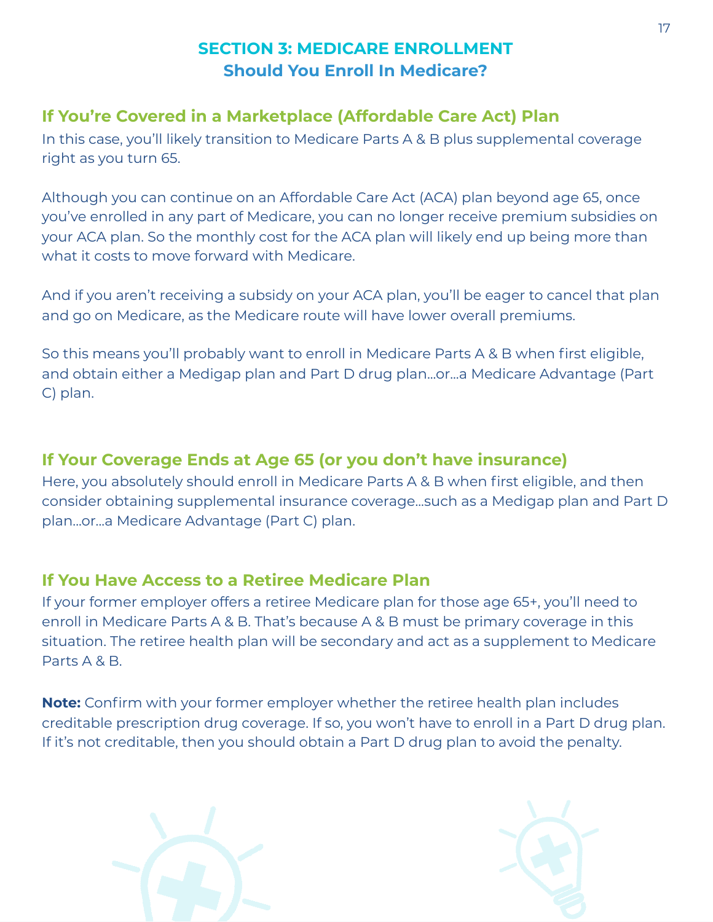# SECTION 3: MEDICARE ENROLLMENT

## Should You Enroll In Medicare?

### If You're Covered in a Marketplace (Affordable Care Act) Plan

In this case, you'll likely transition to Medicare Parts A & B plus supplemental coverage right as you turn 65.

Although you can continue on an Affordable Care Act (ACA) plan beyond age 65, once you've enrolled in any part of Medicare, you can no longer receive premium subsidies on your ACA plan. So the monthly cost for the ACA plan will likely end up being more than what it costs to move forward with Medicare.

And if you aren't receiving a subsidy on your ACA plan, you'll be eager to cancel that plan and go on Medicare, as the Medicare route will have lower overall premiums.

So this means you'll probably want to enroll in Medicare Parts A & B when first eligible, and obtain either a Medigap plan and Part D drug plan…or…a Medicare Advantage (Part C) plan.

### If Your Coverage Ends at Age 65 (or you don't have insurance)

Here, you absolutely should enroll in Medicare Parts A & B when first eligible, and then consider obtaining supplemental insurance coverage…such as a Medigap plan and Part D plan…or…a Medicare Advantage (Part C) plan.

### If You Have Access to a Retiree Medicare Plan

If your former employer offers a retiree Medicare plan for those age 65+, you'll need to enroll in Medicare Parts A & B. That's because A & B must be primary coverage in this situation. The retiree health plan will be secondary and act as a supplement to Medicare Parts A & B.

**Note:** Confirm with your former employer whether the retiree health plan includes creditable prescription drug coverage. If so, you won't have to enroll in a Part D drug plan. If it's not creditable, then you should obtain a Part D drug plan to avoid the penalty.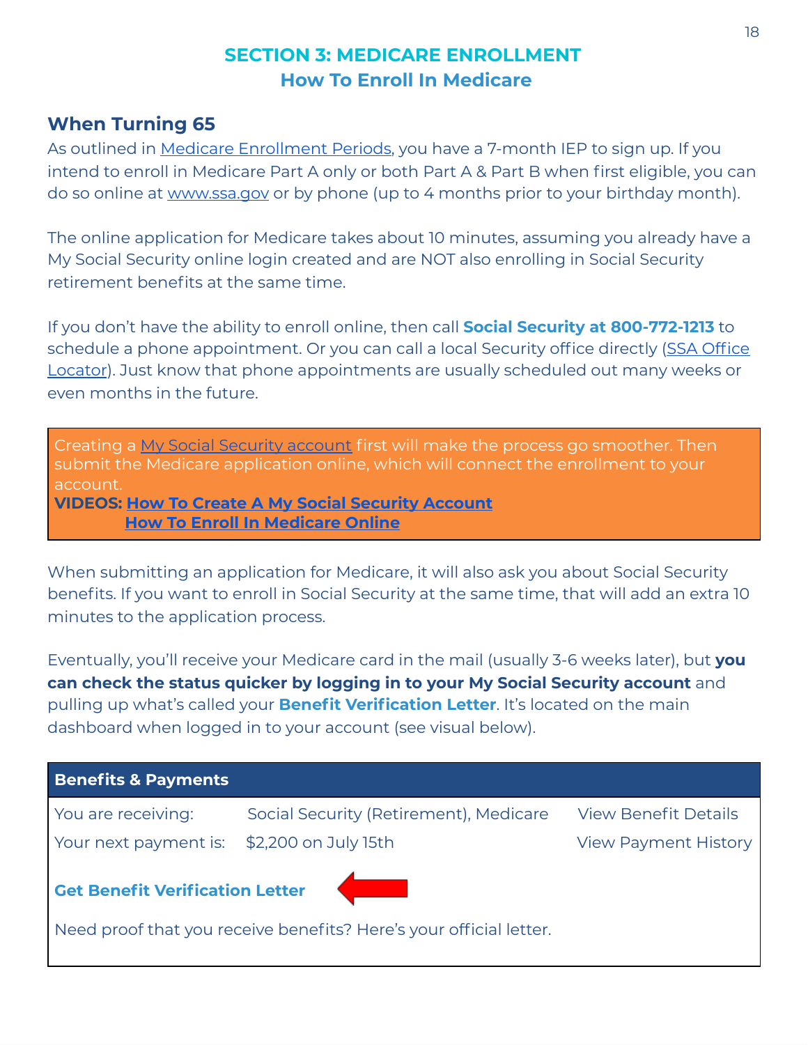# SECTION 3: MEDICARE ENROLLMENT
## How To Enroll In Medicare

### When Turning 65

As outlined in Medicare Enrollment Periods, you have a 7-month IEP to sign up. If you intend to enroll in Medicare Part A only or both Part A & Part B when first eligible, you can do so online at www.ssa.gov or by phone (up to 4 months prior to your birthday month).

The online application for Medicare takes about 10 minutes, assuming you already have a My Social Security online login created and are NOT also enrolling in Social Security retirement benefits at the same time.

If you don't have the ability to enroll online, then call **Social Security at 800-772-1213** to schedule a phone appointment. Or you can call a local Security office directly (SSA Office Locator). Just know that phone appointments are usually scheduled out many weeks or even months in the future.

> Creating a My Social Security account first will make the process go smoother. Then submit the Medicare application online, which will connect the enrollment to your account.
> **VIDEOS: How To Create A My Social Security Account**
> **How To Enroll In Medicare Online**

When submitting an application for Medicare, it will also ask you about Social Security benefits. If you want to enroll in Social Security at the same time, that will add an extra 10 minutes to the application process.

Eventually, you'll receive your Medicare card in the mail (usually 3-6 weeks later), but **you can check the status quicker by logging in to your My Social Security account** and pulling up what's called your **Benefit Verification Letter**. It's located on the main dashboard when logged in to your account (see visual below).

| **Benefits & Payments** | | |
|---|---|---|
| You are receiving: | Social Security (Retirement), Medicare | View Benefit Details |
| Your next payment is: | $2,200 on July 15th | View Payment History |
| **Get Benefit Verification Letter** ← | | |
| Need proof that you receive benefits? Here's your official letter. | | |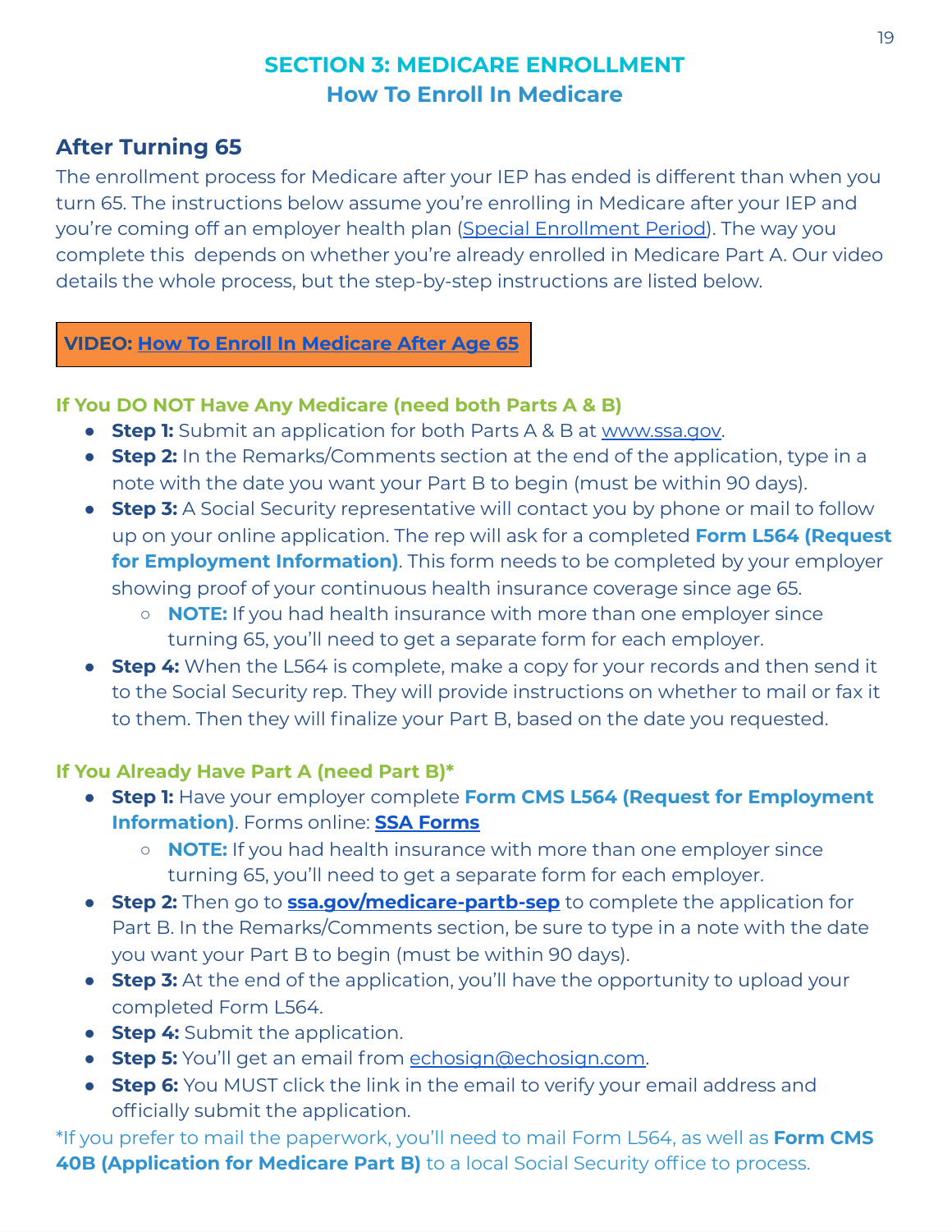# SECTION 3: MEDICARE ENROLLMENT

## How To Enroll In Medicare

### After Turning 65

The enrollment process for Medicare after your IEP has ended is different than when you turn 65. The instructions below assume you're enrolling in Medicare after your IEP and you're coming off an employer health plan ([Special Enrollment Period]()). The way you complete this depends on whether you're already enrolled in Medicare Part A. Our video details the whole process, but the step-by-step instructions are listed below.

**VIDEO: [How To Enroll In Medicare After Age 65]()**

#### If You DO NOT Have Any Medicare (need both Parts A & B)

- **Step 1:** Submit an application for both Parts A & B at [www.ssa.gov](www.ssa.gov).
- **Step 2:** In the Remarks/Comments section at the end of the application, type in a note with the date you want your Part B to begin (must be within 90 days).
- **Step 3:** A Social Security representative will contact you by phone or mail to follow up on your online application. The rep will ask for a completed **Form L564 (Request for Employment Information)**. This form needs to be completed by your employer showing proof of your continuous health insurance coverage since age 65.
  - **NOTE:** If you had health insurance with more than one employer since turning 65, you'll need to get a separate form for each employer.
- **Step 4:** When the L564 is complete, make a copy for your records and then send it to the Social Security rep. They will provide instructions on whether to mail or fax it to them. Then they will finalize your Part B, based on the date you requested.

#### If You Already Have Part A (need Part B)*

- **Step 1:** Have your employer complete **Form CMS L564 (Request for Employment Information)**. Forms online: **[SSA Forms]()**
  - **NOTE:** If you had health insurance with more than one employer since turning 65, you'll need to get a separate form for each employer.
- **Step 2:** Then go to **[ssa.gov/medicare-partb-sep](ssa.gov/medicare-partb-sep)** to complete the application for Part B. In the Remarks/Comments section, be sure to type in a note with the date you want your Part B to begin (must be within 90 days).
- **Step 3:** At the end of the application, you'll have the opportunity to upload your completed Form L564.
- **Step 4:** Submit the application.
- **Step 5:** You'll get an email from [echosign@echosign.com](mailto:echosign@echosign.com).
- **Step 6:** You MUST click the link in the email to verify your email address and officially submit the application.

*If you prefer to mail the paperwork, you'll need to mail Form L564, as well as **Form CMS 40B (Application for Medicare Part B)** to a local Social Security office to process.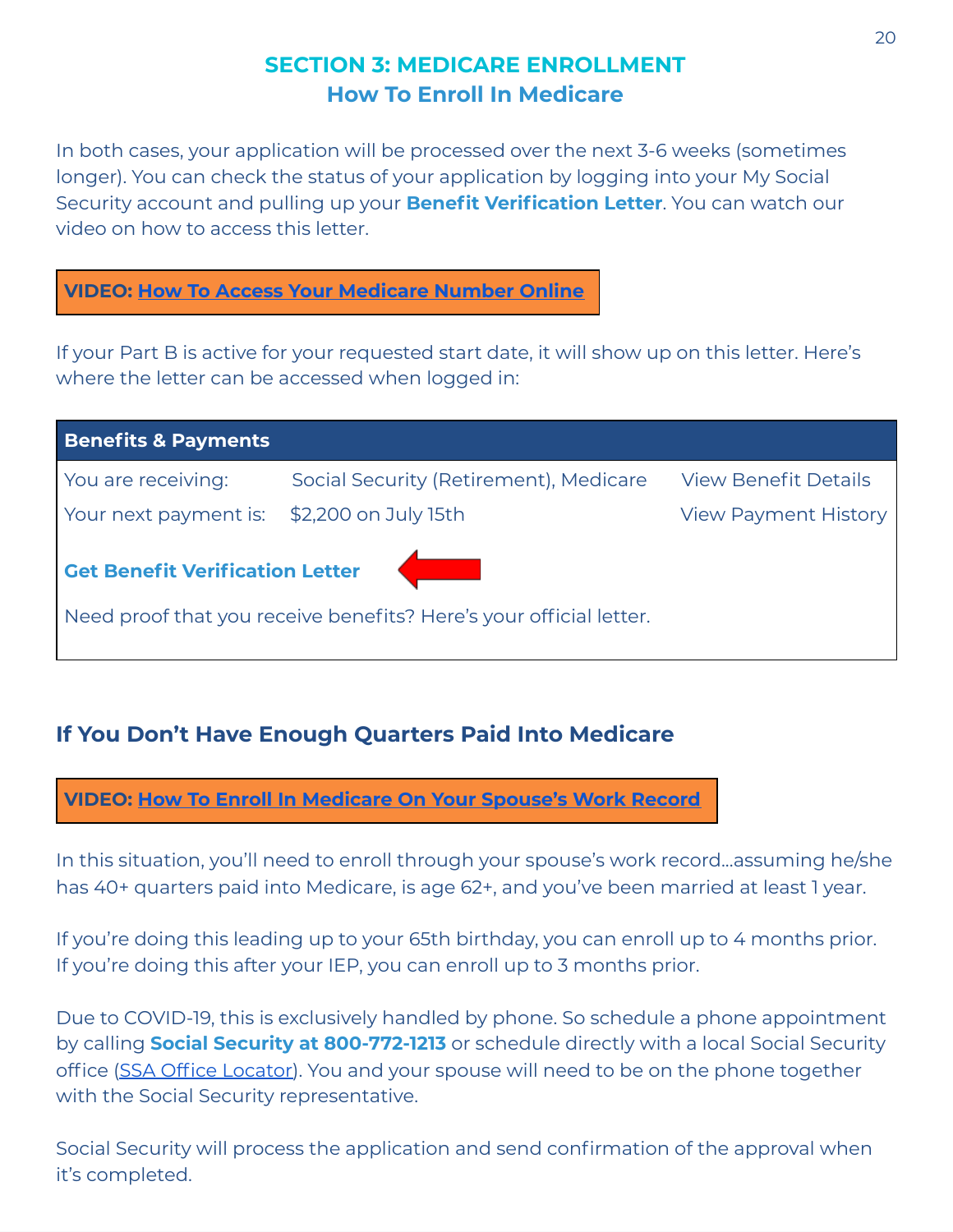## SECTION 3: MEDICARE ENROLLMENT
### How To Enroll In Medicare

In both cases, your application will be processed over the next 3-6 weeks (sometimes longer). You can check the status of your application by logging into your My Social Security account and pulling up your **Benefit Verification Letter**. You can watch our video on how to access this letter.

**VIDEO: How To Access Your Medicare Number Online**

If your Part B is active for your requested start date, it will show up on this letter. Here's where the letter can be accessed when logged in:

| Benefits & Payments | | |
|---|---|---|
| You are receiving: | Social Security (Retirement), Medicare | View Benefit Details |
| Your next payment is: | $2,200 on July 15th | View Payment History |
| **Get Benefit Verification Letter** | | |
| Need proof that you receive benefits? Here's your official letter. | | |

### If You Don't Have Enough Quarters Paid Into Medicare

**VIDEO: How To Enroll In Medicare On Your Spouse's Work Record**

In this situation, you'll need to enroll through your spouse's work record...assuming he/she has 40+ quarters paid into Medicare, is age 62+, and you've been married at least 1 year.

If you're doing this leading up to your 65th birthday, you can enroll up to 4 months prior. If you're doing this after your IEP, you can enroll up to 3 months prior.

Due to COVID-19, this is exclusively handled by phone. So schedule a phone appointment by calling **Social Security at 800-772-1213** or schedule directly with a local Social Security office (SSA Office Locator). You and your spouse will need to be on the phone together with the Social Security representative.

Social Security will process the application and send confirmation of the approval when it's completed.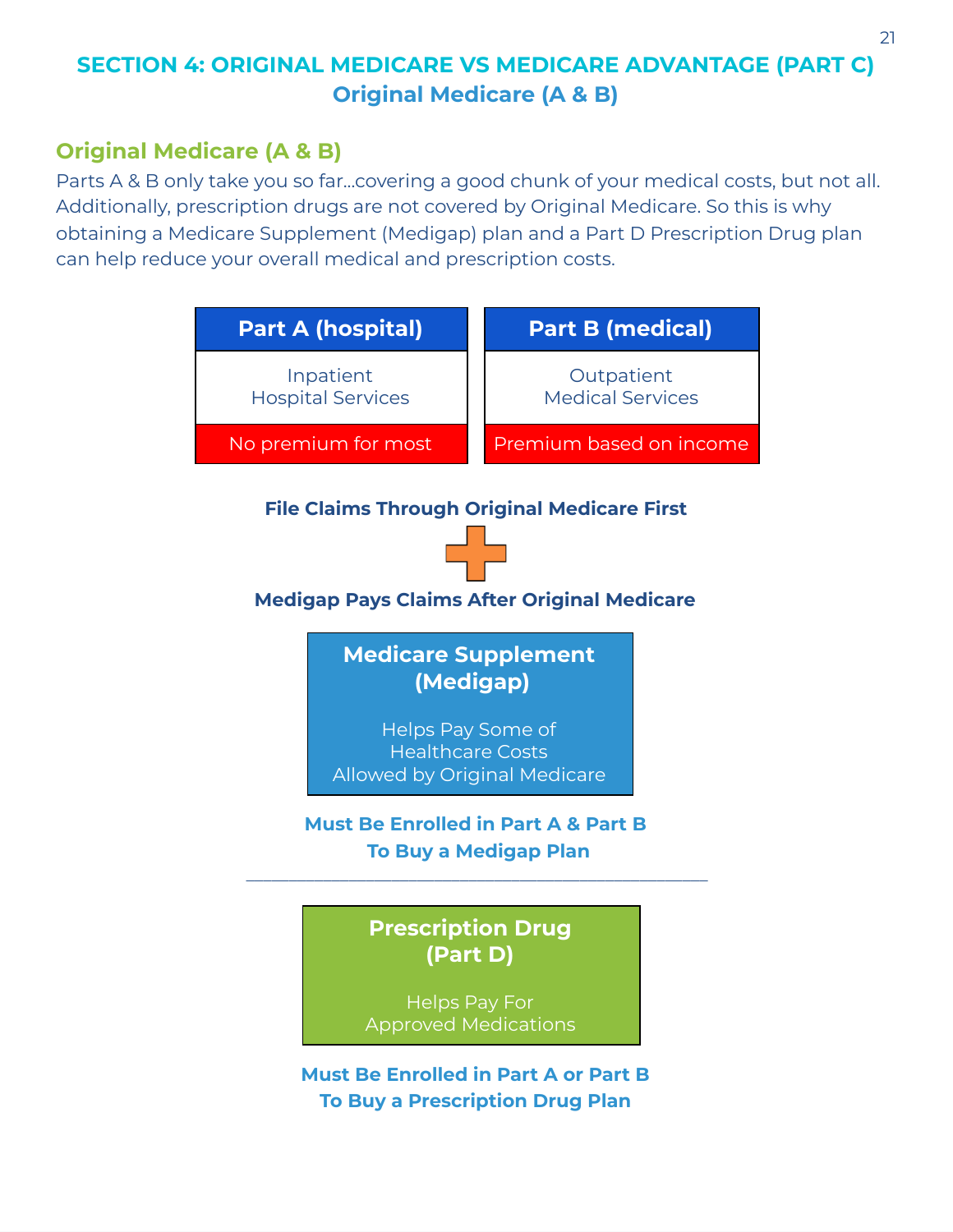# SECTION 4: ORIGINAL MEDICARE VS MEDICARE ADVANTAGE (PART C)

## Original Medicare (A & B)

### Original Medicare (A & B)

Parts A & B only take you so far...covering a good chunk of your medical costs, but not all. Additionally, prescription drugs are not covered by Original Medicare. So this is why obtaining a Medicare Supplement (Medigap) plan and a Part D Prescription Drug plan can help reduce your overall medical and prescription costs.

| Part A (hospital) | Part B (medical) |
|---|---|
| Inpatient Hospital Services | Outpatient Medical Services |
| No premium for most | Premium based on income |

**File Claims Through Original Medicare First**

**+**

**Medigap Pays Claims After Original Medicare**

**Medicare Supplement (Medigap)**

Helps Pay Some of Healthcare Costs Allowed by Original Medicare

**Must Be Enrolled in Part A & Part B To Buy a Medigap Plan**

---

**Prescription Drug (Part D)**

Helps Pay For Approved Medications

**Must Be Enrolled in Part A or Part B To Buy a Prescription Drug Plan**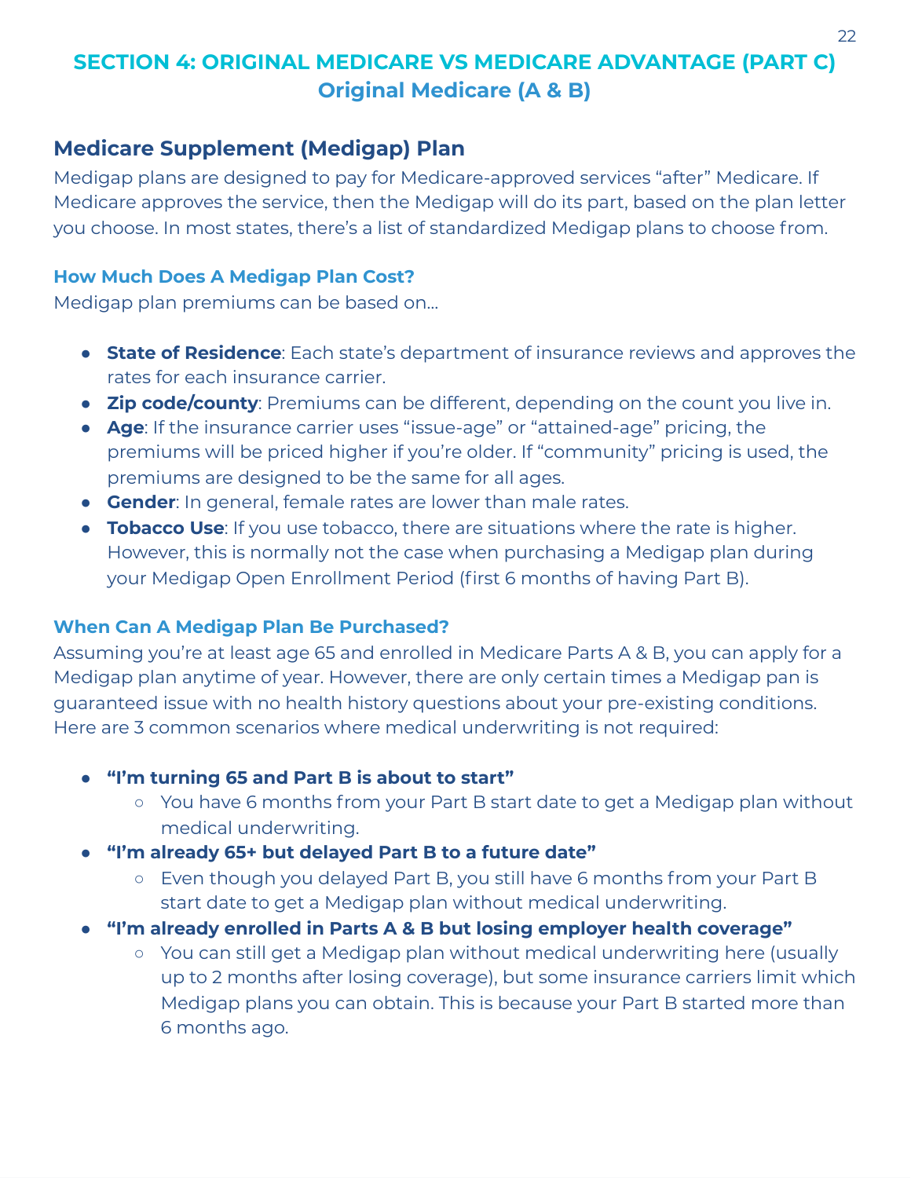# SECTION 4: ORIGINAL MEDICARE VS MEDICARE ADVANTAGE (PART C)

## Original Medicare (A & B)

## Medicare Supplement (Medigap) Plan

Medigap plans are designed to pay for Medicare-approved services "after" Medicare. If Medicare approves the service, then the Medigap will do its part, based on the plan letter you choose. In most states, there's a list of standardized Medigap plans to choose from.

### How Much Does A Medigap Plan Cost?

Medigap plan premiums can be based on…

- **State of Residence**: Each state's department of insurance reviews and approves the rates for each insurance carrier.
- **Zip code/county**: Premiums can be different, depending on the count you live in.
- **Age**: If the insurance carrier uses "issue-age" or "attained-age" pricing, the premiums will be priced higher if you're older. If "community" pricing is used, the premiums are designed to be the same for all ages.
- **Gender**: In general, female rates are lower than male rates.
- **Tobacco Use**: If you use tobacco, there are situations where the rate is higher. However, this is normally not the case when purchasing a Medigap plan during your Medigap Open Enrollment Period (first 6 months of having Part B).

### When Can A Medigap Plan Be Purchased?

Assuming you're at least age 65 and enrolled in Medicare Parts A & B, you can apply for a Medigap plan anytime of year. However, there are only certain times a Medigap pan is guaranteed issue with no health history questions about your pre-existing conditions. Here are 3 common scenarios where medical underwriting is not required:

- **"I'm turning 65 and Part B is about to start"**
  - You have 6 months from your Part B start date to get a Medigap plan without medical underwriting.
- **"I'm already 65+ but delayed Part B to a future date"**
  - Even though you delayed Part B, you still have 6 months from your Part B start date to get a Medigap plan without medical underwriting.
- **"I'm already enrolled in Parts A & B but losing employer health coverage"**
  - You can still get a Medigap plan without medical underwriting here (usually up to 2 months after losing coverage), but some insurance carriers limit which Medigap plans you can obtain. This is because your Part B started more than 6 months ago.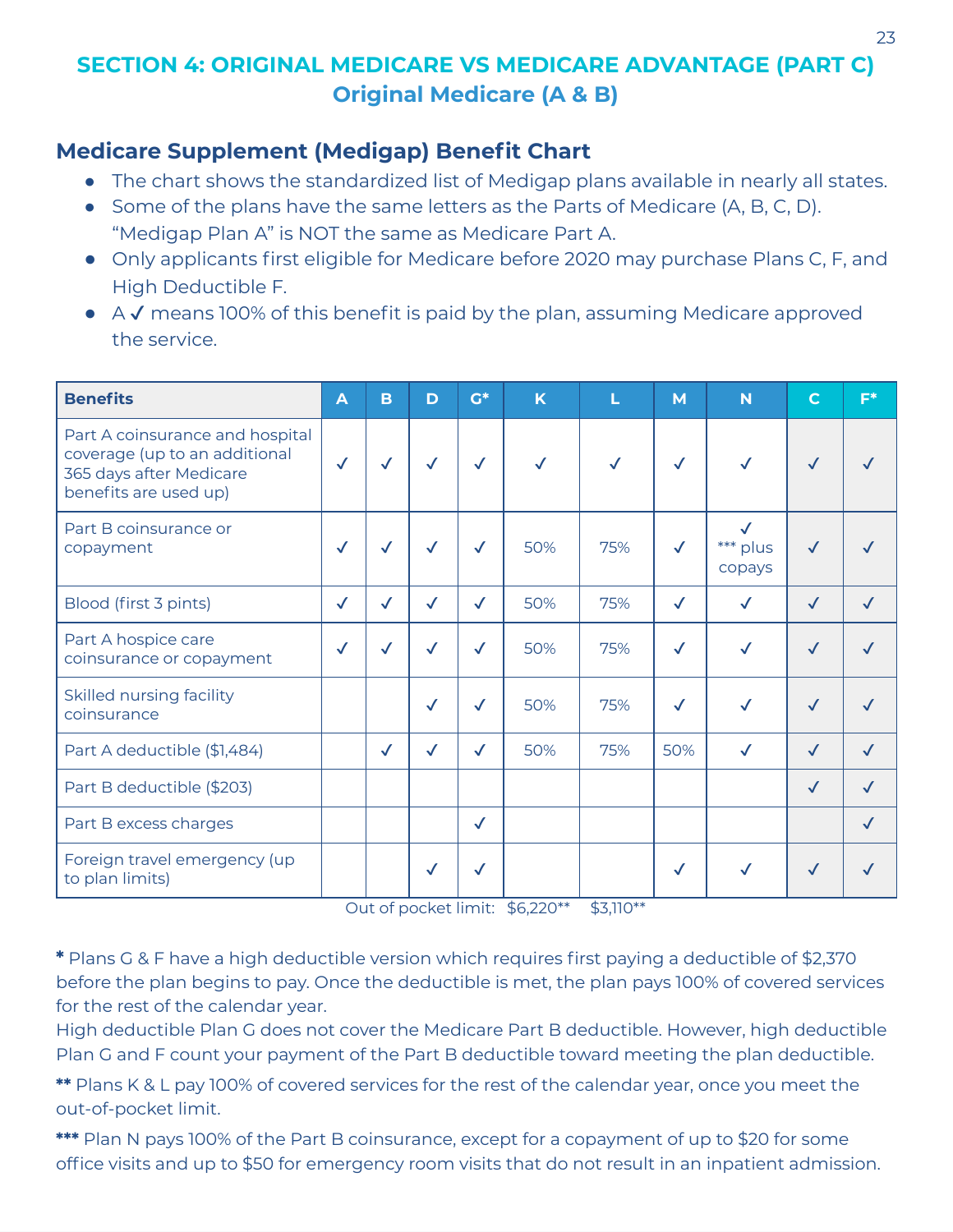## SECTION 4: ORIGINAL MEDICARE VS MEDICARE ADVANTAGE (PART C)
## Original Medicare (A & B)

### Medicare Supplement (Medigap) Benefit Chart

- The chart shows the standardized list of Medigap plans available in nearly all states.
- Some of the plans have the same letters as the Parts of Medicare (A, B, C, D). "Medigap Plan A" is NOT the same as Medicare Part A.
- Only applicants first eligible for Medicare before 2020 may purchase Plans C, F, and High Deductible F.
- A ✓ means 100% of this benefit is paid by the plan, assuming Medicare approved the service.

| Benefits | A | B | D | G* | K | L | M | N | C | F* |
|---|---|---|---|---|---|---|---|---|---|---|
| Part A coinsurance and hospital coverage (up to an additional 365 days after Medicare benefits are used up) | ✓ | ✓ | ✓ | ✓ | ✓ | ✓ | ✓ | ✓ | ✓ | ✓ |
| Part B coinsurance or copayment | ✓ | ✓ | ✓ | ✓ | 50% | 75% | ✓ | ✓ *** plus copays | ✓ | ✓ |
| Blood (first 3 pints) | ✓ | ✓ | ✓ | ✓ | 50% | 75% | ✓ | ✓ | ✓ | ✓ |
| Part A hospice care coinsurance or copayment | ✓ | ✓ | ✓ | ✓ | 50% | 75% | ✓ | ✓ | ✓ | ✓ |
| Skilled nursing facility coinsurance | | | ✓ | ✓ | 50% | 75% | ✓ | ✓ | ✓ | ✓ |
| Part A deductible ($1,484) | | ✓ | ✓ | ✓ | 50% | 75% | 50% | ✓ | ✓ | ✓ |
| Part B deductible ($203) | | | | | | | | | ✓ | ✓ |
| Part B excess charges | | | | ✓ | | | | | | ✓ |
| Foreign travel emergency (up to plan limits) | | | ✓ | ✓ | | | ✓ | ✓ | ✓ | ✓ |
| Out of pocket limit: | | | | | $6,220** | $3,110** | | | | |

**\*** Plans G & F have a high deductible version which requires first paying a deductible of $2,370 before the plan begins to pay. Once the deductible is met, the plan pays 100% of covered services for the rest of the calendar year.
High deductible Plan G does not cover the Medicare Part B deductible. However, high deductible Plan G and F count your payment of the Part B deductible toward meeting the plan deductible.

**\*\*** Plans K & L pay 100% of covered services for the rest of the calendar year, once you meet the out-of-pocket limit.

**\*\*\*** Plan N pays 100% of the Part B coinsurance, except for a copayment of up to $20 for some office visits and up to $50 for emergency room visits that do not result in an inpatient admission.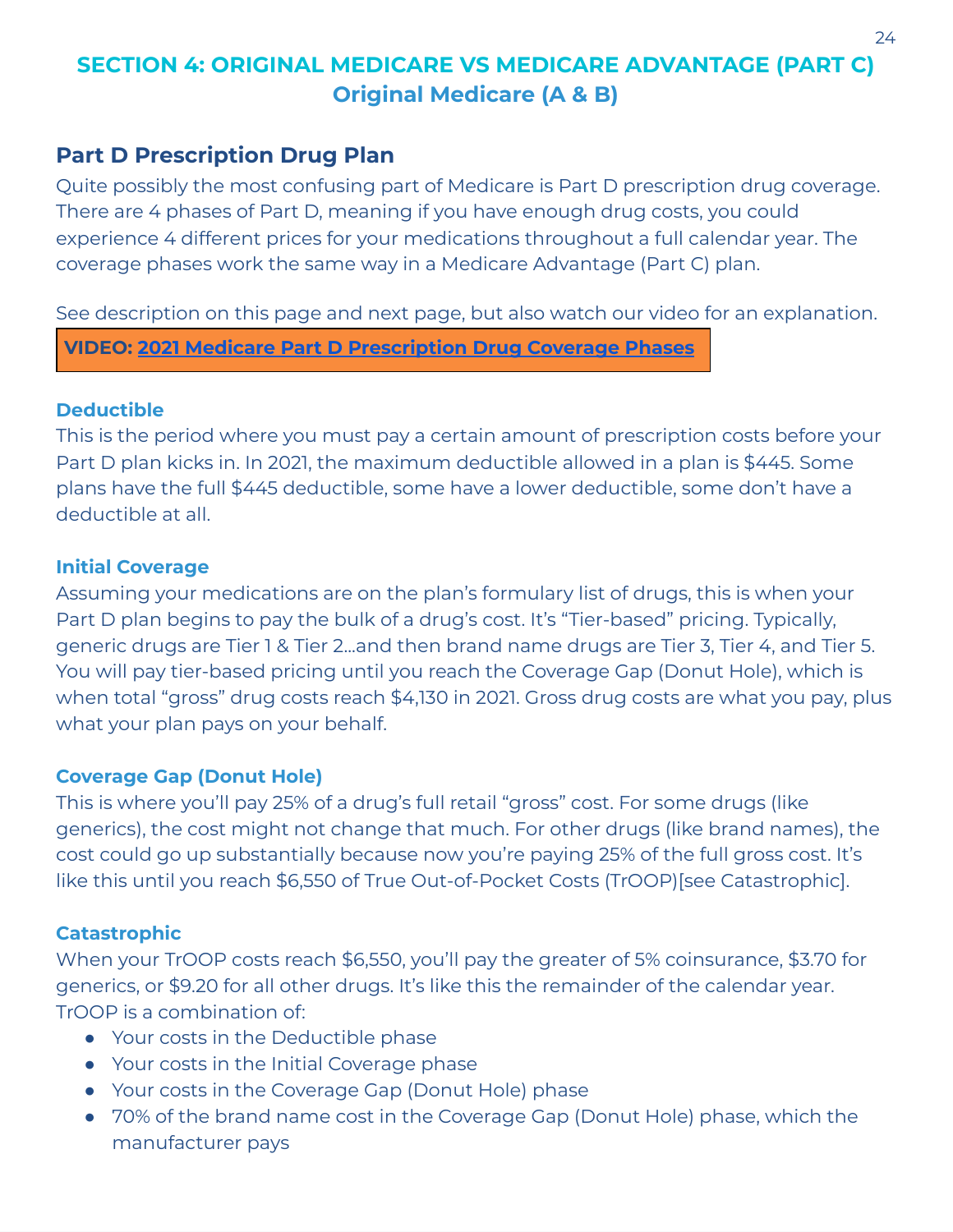# SECTION 4: ORIGINAL MEDICARE VS MEDICARE ADVANTAGE (PART C)

## Original Medicare (A & B)

## Part D Prescription Drug Plan

Quite possibly the most confusing part of Medicare is Part D prescription drug coverage. There are 4 phases of Part D, meaning if you have enough drug costs, you could experience 4 different prices for your medications throughout a full calendar year. The coverage phases work the same way in a Medicare Advantage (Part C) plan.

See description on this page and next page, but also watch our video for an explanation.

**VIDEO: 2021 Medicare Part D Prescription Drug Coverage Phases**

### Deductible

This is the period where you must pay a certain amount of prescription costs before your Part D plan kicks in. In 2021, the maximum deductible allowed in a plan is $445. Some plans have the full $445 deductible, some have a lower deductible, some don't have a deductible at all.

### Initial Coverage

Assuming your medications are on the plan's formulary list of drugs, this is when your Part D plan begins to pay the bulk of a drug's cost. It's "Tier-based" pricing. Typically, generic drugs are Tier 1 & Tier 2…and then brand name drugs are Tier 3, Tier 4, and Tier 5. You will pay tier-based pricing until you reach the Coverage Gap (Donut Hole), which is when total "gross" drug costs reach $4,130 in 2021. Gross drug costs are what you pay, plus what your plan pays on your behalf.

### Coverage Gap (Donut Hole)

This is where you'll pay 25% of a drug's full retail "gross" cost. For some drugs (like generics), the cost might not change that much. For other drugs (like brand names), the cost could go up substantially because now you're paying 25% of the full gross cost. It's like this until you reach $6,550 of True Out-of-Pocket Costs (TrOOP)[see Catastrophic].

### Catastrophic

When your TrOOP costs reach $6,550, you'll pay the greater of 5% coinsurance, $3.70 for generics, or $9.20 for all other drugs. It's like this the remainder of the calendar year. TrOOP is a combination of:

- Your costs in the Deductible phase
- Your costs in the Initial Coverage phase
- Your costs in the Coverage Gap (Donut Hole) phase
- 70% of the brand name cost in the Coverage Gap (Donut Hole) phase, which the manufacturer pays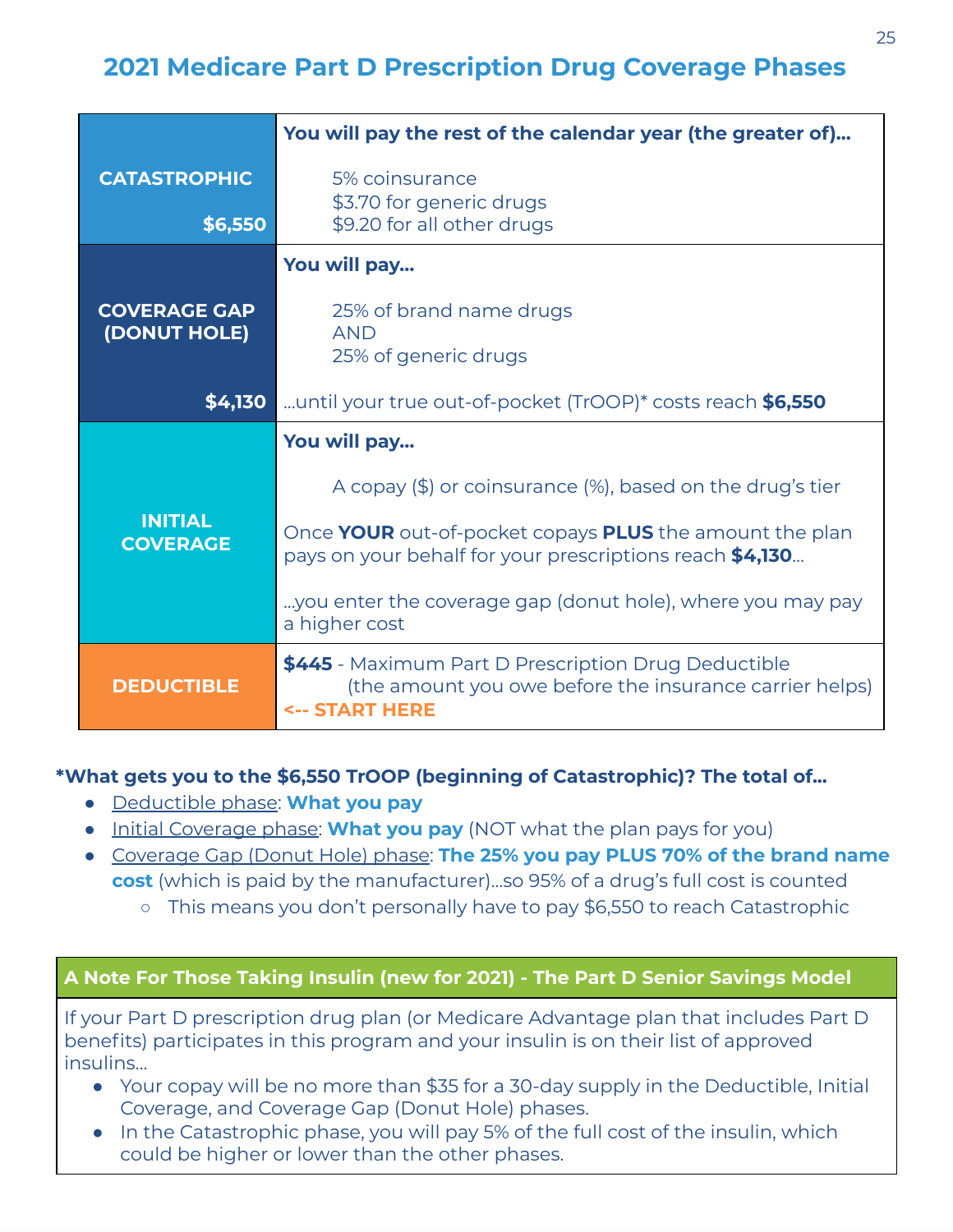# 2021 Medicare Part D Prescription Drug Coverage Phases

| Phase | Details |
|---|---|
| **CATASTROPHIC** **$6,550** | **You will pay the rest of the calendar year (the greater of)...** 5% coinsurance; $3.70 for generic drugs; $9.20 for all other drugs |
| **COVERAGE GAP (DONUT HOLE)** **$4,130** | **You will pay...** 25% of brand name drugs AND 25% of generic drugs ...until your true out-of-pocket (TrOOP)* costs reach **$6,550** |
| **INITIAL COVERAGE** | **You will pay...** A copay ($) or coinsurance (%), based on the drug's tier. Once **YOUR** out-of-pocket copays **PLUS** the amount the plan pays on your behalf for your prescriptions reach **$4,130**... ...you enter the coverage gap (donut hole), where you may pay a higher cost |
| **DEDUCTIBLE** | **$445** - Maximum Part D Prescription Drug Deductible (the amount you owe before the insurance carrier helps) **<-- START HERE** |

**\*What gets you to the $6,550 TrOOP (beginning of Catastrophic)? The total of...**

- Deductible phase: **What you pay**
- Initial Coverage phase: **What you pay** (NOT what the plan pays for you)
- Coverage Gap (Donut Hole) phase: **The 25% you pay PLUS 70% of the brand name cost** (which is paid by the manufacturer)...so 95% of a drug's full cost is counted
  - This means you don't personally have to pay $6,550 to reach Catastrophic

### A Note For Those Taking Insulin (new for 2021) - The Part D Senior Savings Model

If your Part D prescription drug plan (or Medicare Advantage plan that includes Part D benefits) participates in this program and your insulin is on their list of approved insulins...

- Your copay will be no more than $35 for a 30-day supply in the Deductible, Initial Coverage, and Coverage Gap (Donut Hole) phases.
- In the Catastrophic phase, you will pay 5% of the full cost of the insulin, which could be higher or lower than the other phases.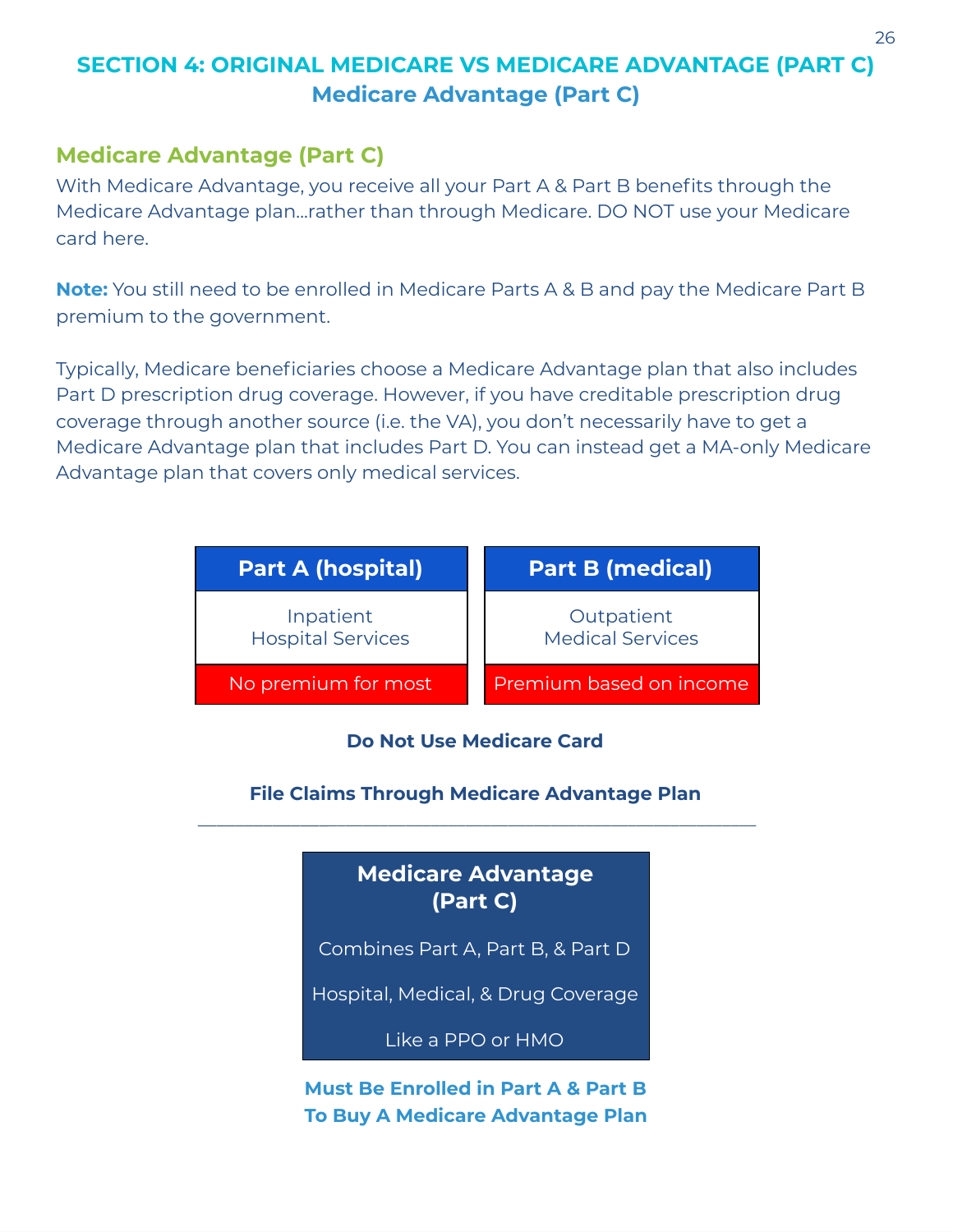# SECTION 4: ORIGINAL MEDICARE VS MEDICARE ADVANTAGE (PART C)

## Medicare Advantage (Part C)

### Medicare Advantage (Part C)

With Medicare Advantage, you receive all your Part A & Part B benefits through the Medicare Advantage plan…rather than through Medicare. DO NOT use your Medicare card here.

**Note:** You still need to be enrolled in Medicare Parts A & B and pay the Medicare Part B premium to the government.

Typically, Medicare beneficiaries choose a Medicare Advantage plan that also includes Part D prescription drug coverage. However, if you have creditable prescription drug coverage through another source (i.e. the VA), you don't necessarily have to get a Medicare Advantage plan that includes Part D. You can instead get a MA-only Medicare Advantage plan that covers only medical services.

| Part A (hospital) | Part B (medical) |
|---|---|
| Inpatient Hospital Services | Outpatient Medical Services |
| No premium for most | Premium based on income |

**Do Not Use Medicare Card**

**File Claims Through Medicare Advantage Plan**

---

| Medicare Advantage (Part C) |
|---|
| Combines Part A, Part B, & Part D |
| Hospital, Medical, & Drug Coverage |
| Like a PPO or HMO |

**Must Be Enrolled in Part A & Part B To Buy A Medicare Advantage Plan**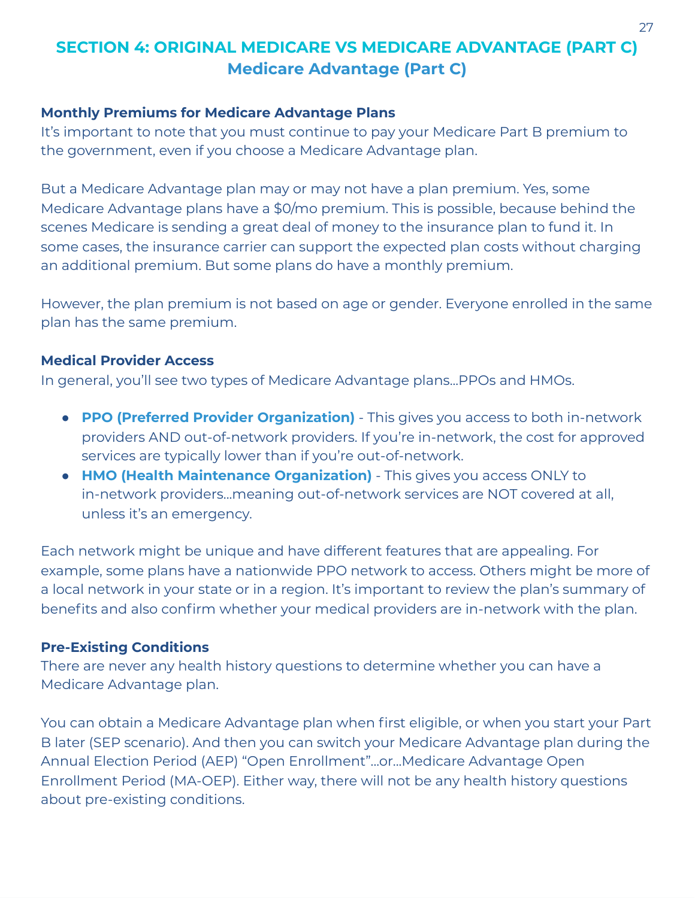# SECTION 4: ORIGINAL MEDICARE VS MEDICARE ADVANTAGE (PART C)

## Medicare Advantage (Part C)

### Monthly Premiums for Medicare Advantage Plans

It's important to note that you must continue to pay your Medicare Part B premium to the government, even if you choose a Medicare Advantage plan.

But a Medicare Advantage plan may or may not have a plan premium. Yes, some Medicare Advantage plans have a $0/mo premium. This is possible, because behind the scenes Medicare is sending a great deal of money to the insurance plan to fund it. In some cases, the insurance carrier can support the expected plan costs without charging an additional premium. But some plans do have a monthly premium.

However, the plan premium is not based on age or gender. Everyone enrolled in the same plan has the same premium.

### Medical Provider Access

In general, you'll see two types of Medicare Advantage plans…PPOs and HMOs.

- **PPO (Preferred Provider Organization)** - This gives you access to both in-network providers AND out-of-network providers. If you're in-network, the cost for approved services are typically lower than if you're out-of-network.
- **HMO (Health Maintenance Organization)** - This gives you access ONLY to in-network providers…meaning out-of-network services are NOT covered at all, unless it's an emergency.

Each network might be unique and have different features that are appealing. For example, some plans have a nationwide PPO network to access. Others might be more of a local network in your state or in a region. It's important to review the plan's summary of benefits and also confirm whether your medical providers are in-network with the plan.

### Pre-Existing Conditions

There are never any health history questions to determine whether you can have a Medicare Advantage plan.

You can obtain a Medicare Advantage plan when first eligible, or when you start your Part B later (SEP scenario). And then you can switch your Medicare Advantage plan during the Annual Election Period (AEP) "Open Enrollment"…or…Medicare Advantage Open Enrollment Period (MA-OEP). Either way, there will not be any health history questions about pre-existing conditions.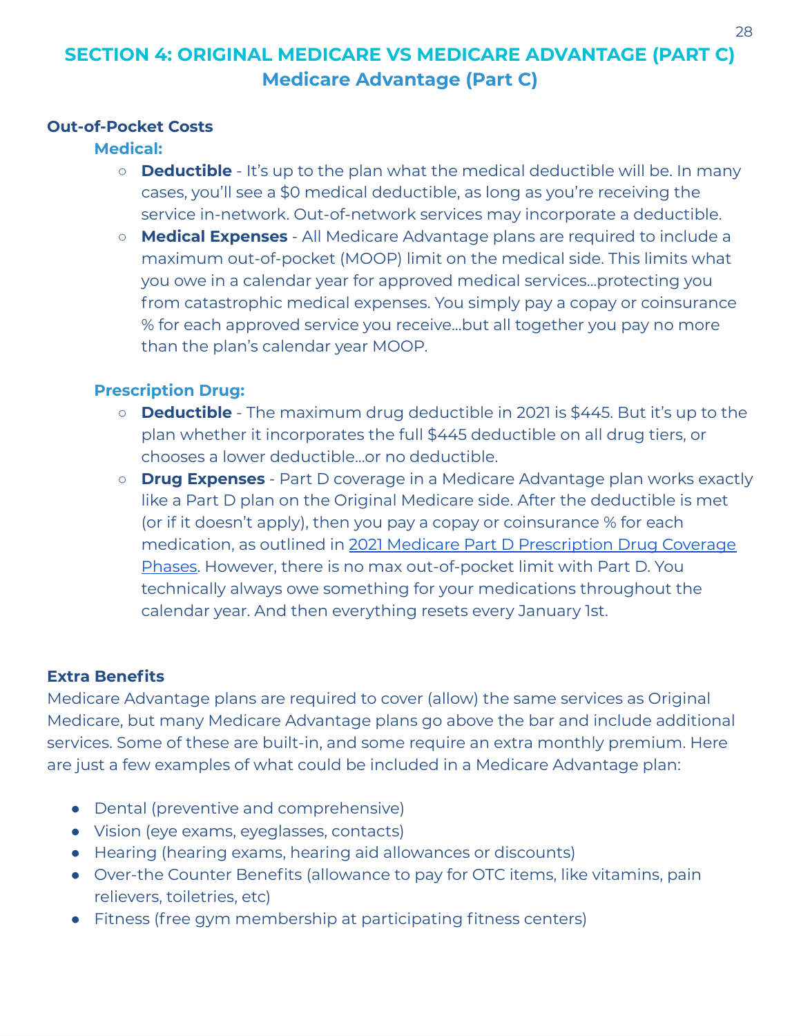## SECTION 4: ORIGINAL MEDICARE VS MEDICARE ADVANTAGE (PART C)

### Medicare Advantage (Part C)

**Out-of-Pocket Costs**

**Medical:**

- **Deductible** - It's up to the plan what the medical deductible will be. In many cases, you'll see a $0 medical deductible, as long as you're receiving the service in-network. Out-of-network services may incorporate a deductible.
- **Medical Expenses** - All Medicare Advantage plans are required to include a maximum out-of-pocket (MOOP) limit on the medical side. This limits what you owe in a calendar year for approved medical services…protecting you from catastrophic medical expenses. You simply pay a copay or coinsurance % for each approved service you receive…but all together you pay no more than the plan's calendar year MOOP.

**Prescription Drug:**

- **Deductible** - The maximum drug deductible in 2021 is $445. But it's up to the plan whether it incorporates the full $445 deductible on all drug tiers, or chooses a lower deductible…or no deductible.
- **Drug Expenses** - Part D coverage in a Medicare Advantage plan works exactly like a Part D plan on the Original Medicare side. After the deductible is met (or if it doesn't apply), then you pay a copay or coinsurance % for each medication, as outlined in 2021 Medicare Part D Prescription Drug Coverage Phases. However, there is no max out-of-pocket limit with Part D. You technically always owe something for your medications throughout the calendar year. And then everything resets every January 1st.

**Extra Benefits**

Medicare Advantage plans are required to cover (allow) the same services as Original Medicare, but many Medicare Advantage plans go above the bar and include additional services. Some of these are built-in, and some require an extra monthly premium. Here are just a few examples of what could be included in a Medicare Advantage plan:

- Dental (preventive and comprehensive)
- Vision (eye exams, eyeglasses, contacts)
- Hearing (hearing exams, hearing aid allowances or discounts)
- Over-the Counter Benefits (allowance to pay for OTC items, like vitamins, pain relievers, toiletries, etc)
- Fitness (free gym membership at participating fitness centers)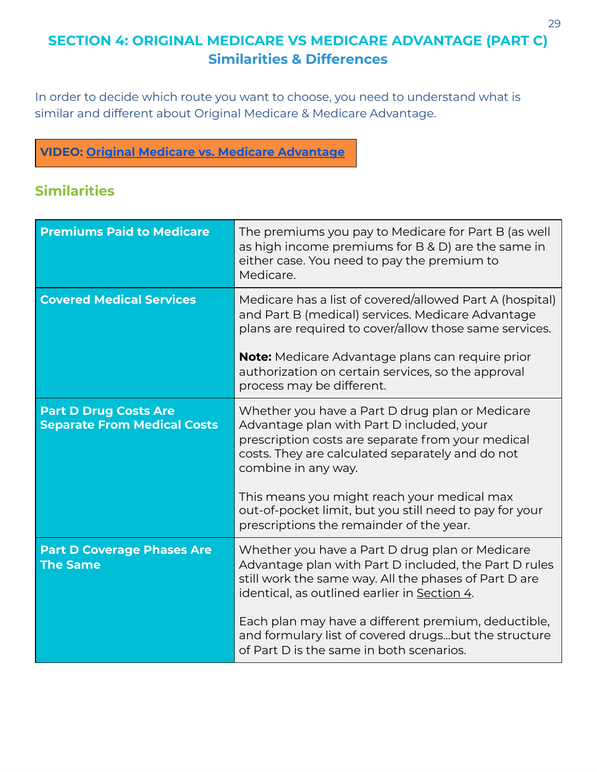# SECTION 4: ORIGINAL MEDICARE VS MEDICARE ADVANTAGE (PART C)

## Similarities & Differences

In order to decide which route you want to choose, you need to understand what is similar and different about Original Medicare & Medicare Advantage.

**VIDEO: [Original Medicare vs. Medicare Advantage]()**

### Similarities

| | |
|---|---|
| **Premiums Paid to Medicare** | The premiums you pay to Medicare for Part B (as well as high income premiums for B & D) are the same in either case. You need to pay the premium to Medicare. |
| **Covered Medical Services** | Medicare has a list of covered/allowed Part A (hospital) and Part B (medical) services. Medicare Advantage plans are required to cover/allow those same services.<br><br>**Note:** Medicare Advantage plans can require prior authorization on certain services, so the approval process may be different. |
| **Part D Drug Costs Are Separate From Medical Costs** | Whether you have a Part D drug plan or Medicare Advantage plan with Part D included, your prescription costs are separate from your medical costs. They are calculated separately and do not combine in any way.<br><br>This means you might reach your medical max out-of-pocket limit, but you still need to pay for your prescriptions the remainder of the year. |
| **Part D Coverage Phases Are The Same** | Whether you have a Part D drug plan or Medicare Advantage plan with Part D included, the Part D rules still work the same way. All the phases of Part D are identical, as outlined earlier in Section 4.<br><br>Each plan may have a different premium, deductible, and formulary list of covered drugs…but the structure of Part D is the same in both scenarios. |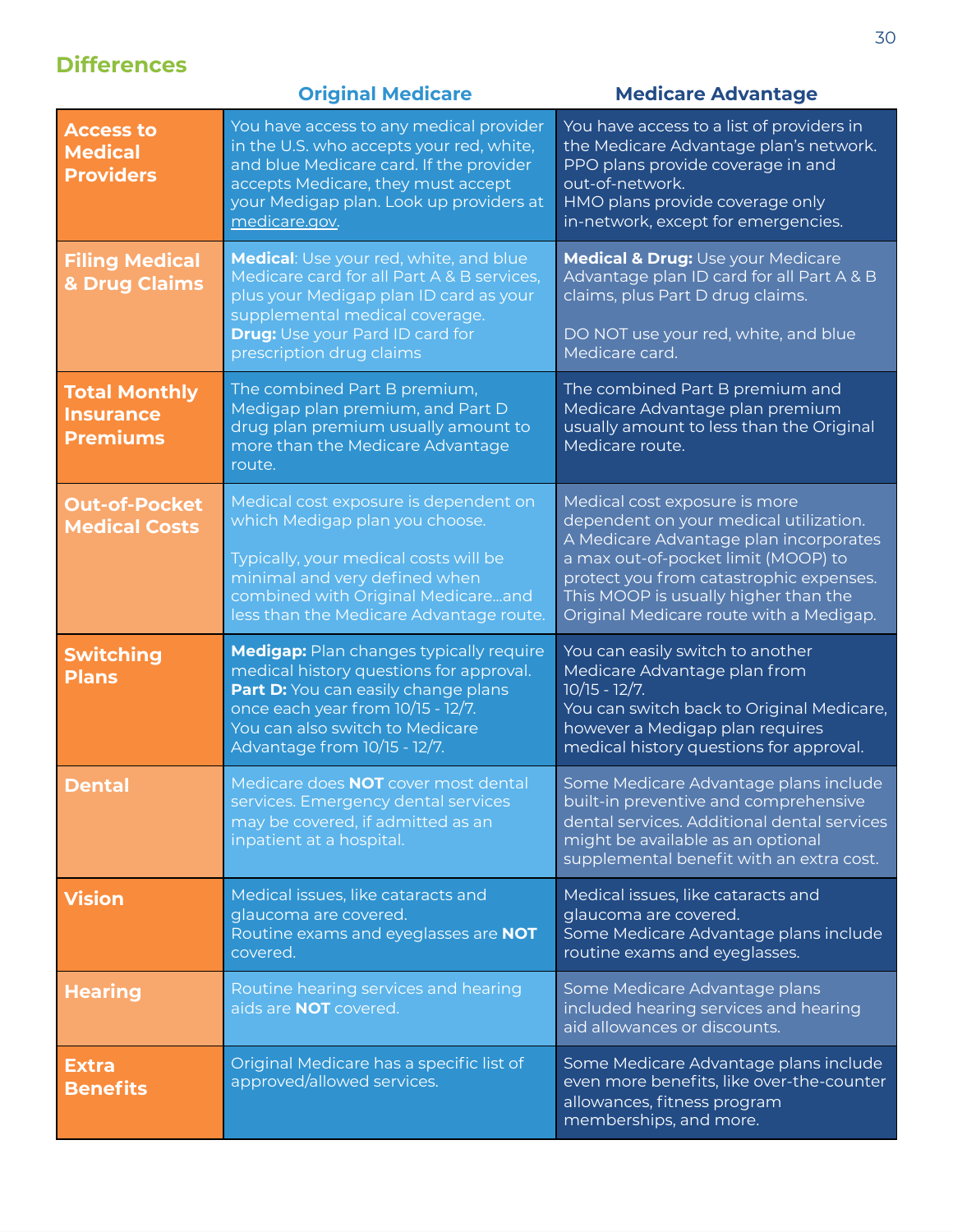## Differences

| | Original Medicare | Medicare Advantage |
|---|---|---|
| **Access to Medical Providers** | You have access to any medical provider in the U.S. who accepts your red, white, and blue Medicare card. If the provider accepts Medicare, they must accept your Medigap plan. Look up providers at medicare.gov. | You have access to a list of providers in the Medicare Advantage plan's network. PPO plans provide coverage in and out-of-network. HMO plans provide coverage only in-network, except for emergencies. |
| **Filing Medical & Drug Claims** | **Medical**: Use your red, white, and blue Medicare card for all Part A & B services, plus your Medigap plan ID card as your supplemental medical coverage. **Drug:** Use your Pard ID card for prescription drug claims | **Medical & Drug:** Use your Medicare Advantage plan ID card for all Part A & B claims, plus Part D drug claims. DO NOT use your red, white, and blue Medicare card. |
| **Total Monthly Insurance Premiums** | The combined Part B premium, Medigap plan premium, and Part D drug plan premium usually amount to more than the Medicare Advantage route. | The combined Part B premium and Medicare Advantage plan premium usually amount to less than the Original Medicare route. |
| **Out-of-Pocket Medical Costs** | Medical cost exposure is dependent on which Medigap plan you choose. Typically, your medical costs will be minimal and very defined when combined with Original Medicare...and less than the Medicare Advantage route. | Medical cost exposure is more dependent on your medical utilization. A Medicare Advantage plan incorporates a max out-of-pocket limit (MOOP) to protect you from catastrophic expenses. This MOOP is usually higher than the Original Medicare route with a Medigap. |
| **Switching Plans** | **Medigap:** Plan changes typically require medical history questions for approval. **Part D:** You can easily change plans once each year from 10/15 - 12/7. You can also switch to Medicare Advantage from 10/15 - 12/7. | You can easily switch to another Medicare Advantage plan from 10/15 - 12/7. You can switch back to Original Medicare, however a Medigap plan requires medical history questions for approval. |
| **Dental** | Medicare does **NOT** cover most dental services. Emergency dental services may be covered, if admitted as an inpatient at a hospital. | Some Medicare Advantage plans include built-in preventive and comprehensive dental services. Additional dental services might be available as an optional supplemental benefit with an extra cost. |
| **Vision** | Medical issues, like cataracts and glaucoma are covered. Routine exams and eyeglasses are **NOT** covered. | Medical issues, like cataracts and glaucoma are covered. Some Medicare Advantage plans include routine exams and eyeglasses. |
| **Hearing** | Routine hearing services and hearing aids are **NOT** covered. | Some Medicare Advantage plans included hearing services and hearing aid allowances or discounts. |
| **Extra Benefits** | Original Medicare has a specific list of approved/allowed services. | Some Medicare Advantage plans include even more benefits, like over-the-counter allowances, fitness program memberships, and more. |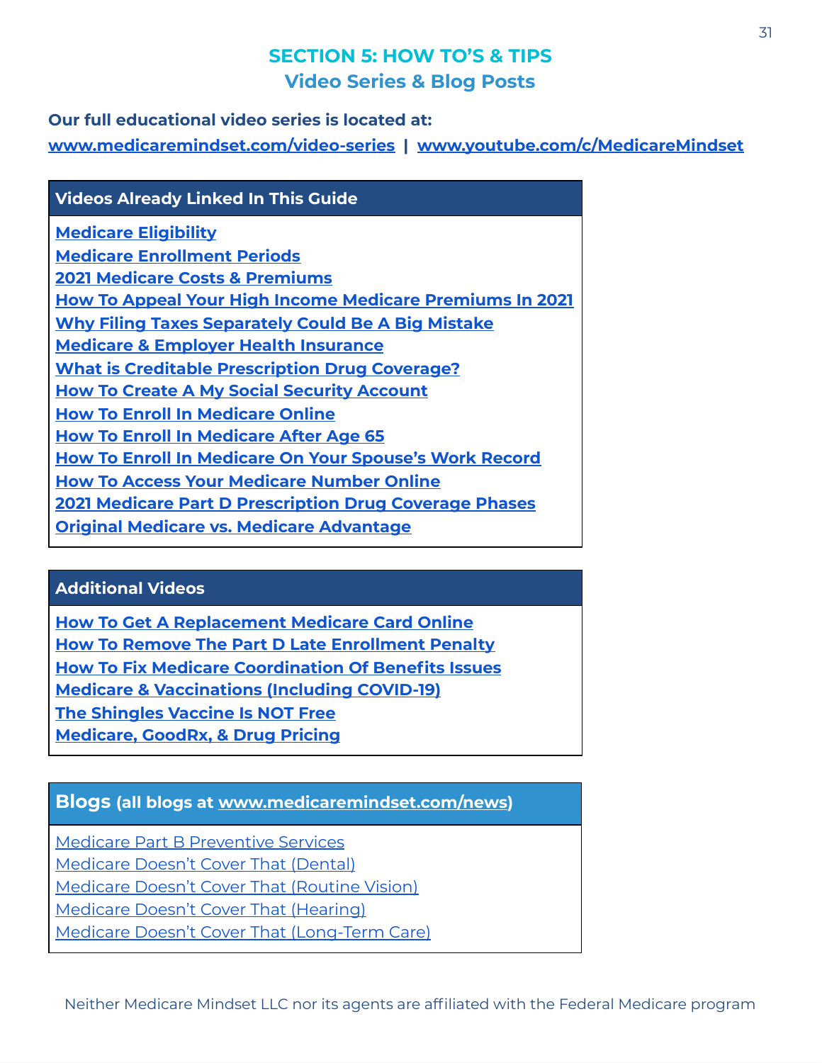# SECTION 5: HOW TO'S & TIPS

## Video Series & Blog Posts

**Our full educational video series is located at:**

**www.medicaremindset.com/video-series | www.youtube.com/c/MedicareMindset**

### Videos Already Linked In This Guide

**Medicare Eligibility**
**Medicare Enrollment Periods**
**2021 Medicare Costs & Premiums**
**How To Appeal Your High Income Medicare Premiums In 2021**
**Why Filing Taxes Separately Could Be A Big Mistake**
**Medicare & Employer Health Insurance**
**What is Creditable Prescription Drug Coverage?**
**How To Create A My Social Security Account**
**How To Enroll In Medicare Online**
**How To Enroll In Medicare After Age 65**
**How To Enroll In Medicare On Your Spouse's Work Record**
**How To Access Your Medicare Number Online**
**2021 Medicare Part D Prescription Drug Coverage Phases**
**Original Medicare vs. Medicare Advantage**

### Additional Videos

**How To Get A Replacement Medicare Card Online**
**How To Remove The Part D Late Enrollment Penalty**
**How To Fix Medicare Coordination Of Benefits Issues**
**Medicare & Vaccinations (Including COVID-19)**
**The Shingles Vaccine Is NOT Free**
**Medicare, GoodRx, & Drug Pricing**

### Blogs (all blogs at www.medicaremindset.com/news)

Medicare Part B Preventive Services
Medicare Doesn't Cover That (Dental)
Medicare Doesn't Cover That (Routine Vision)
Medicare Doesn't Cover That (Hearing)
Medicare Doesn't Cover That (Long-Term Care)

Neither Medicare Mindset LLC nor its agents are affiliated with the Federal Medicare program